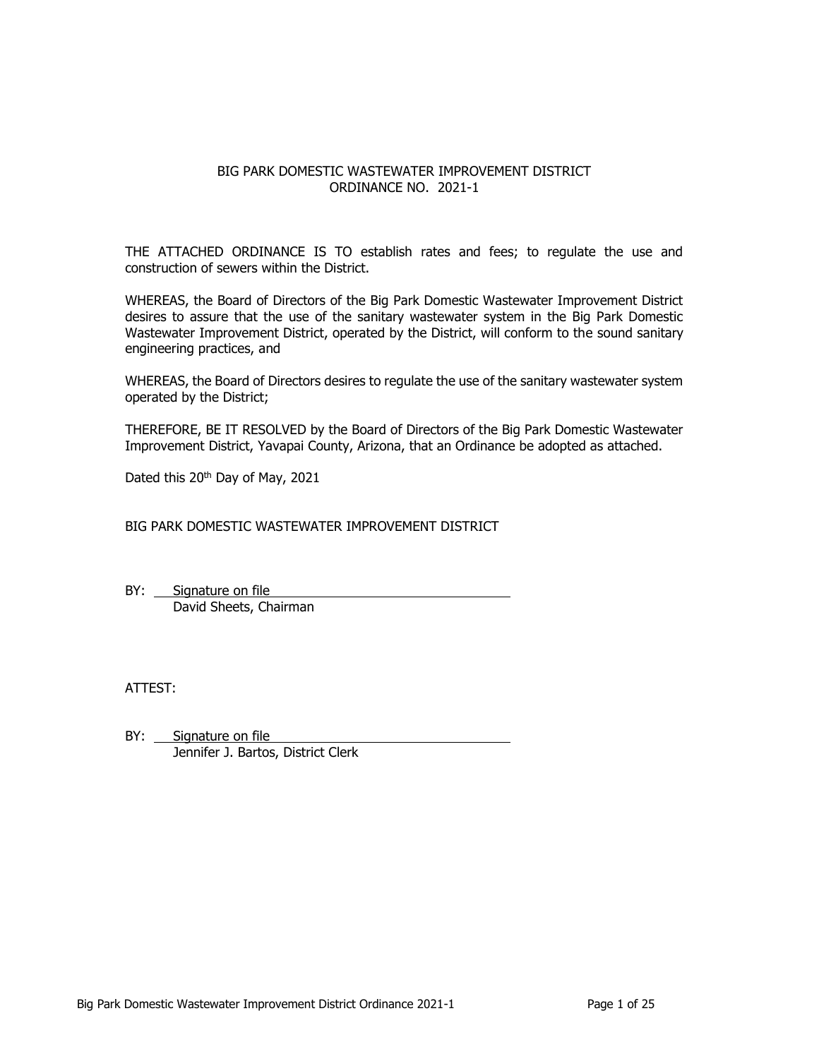# BIG PARK DOMESTIC WASTEWATER IMPROVEMENT DISTRICT
## ORDINANCE NO. 2021-1

THE ATTACHED ORDINANCE IS TO establish rates and fees; to regulate the use and construction of sewers within the District.

WHEREAS, the Board of Directors of the Big Park Domestic Wastewater Improvement District desires to assure that the use of the sanitary wastewater system in the Big Park Domestic Wastewater Improvement District, operated by the District, will conform to the sound sanitary engineering practices, and

WHEREAS, the Board of Directors desires to regulate the use of the sanitary wastewater system operated by the District;

THEREFORE, BE IT RESOLVED by the Board of Directors of the Big Park Domestic Wastewater Improvement District, Yavapai County, Arizona, that an Ordinance be adopted as attached.

Dated this 20th Day of May, 2021

BIG PARK DOMESTIC WASTEWATER IMPROVEMENT DISTRICT

BY: Signature on file
David Sheets, Chairman

ATTEST:

BY: Signature on file
Jennifer J. Bartos, District Clerk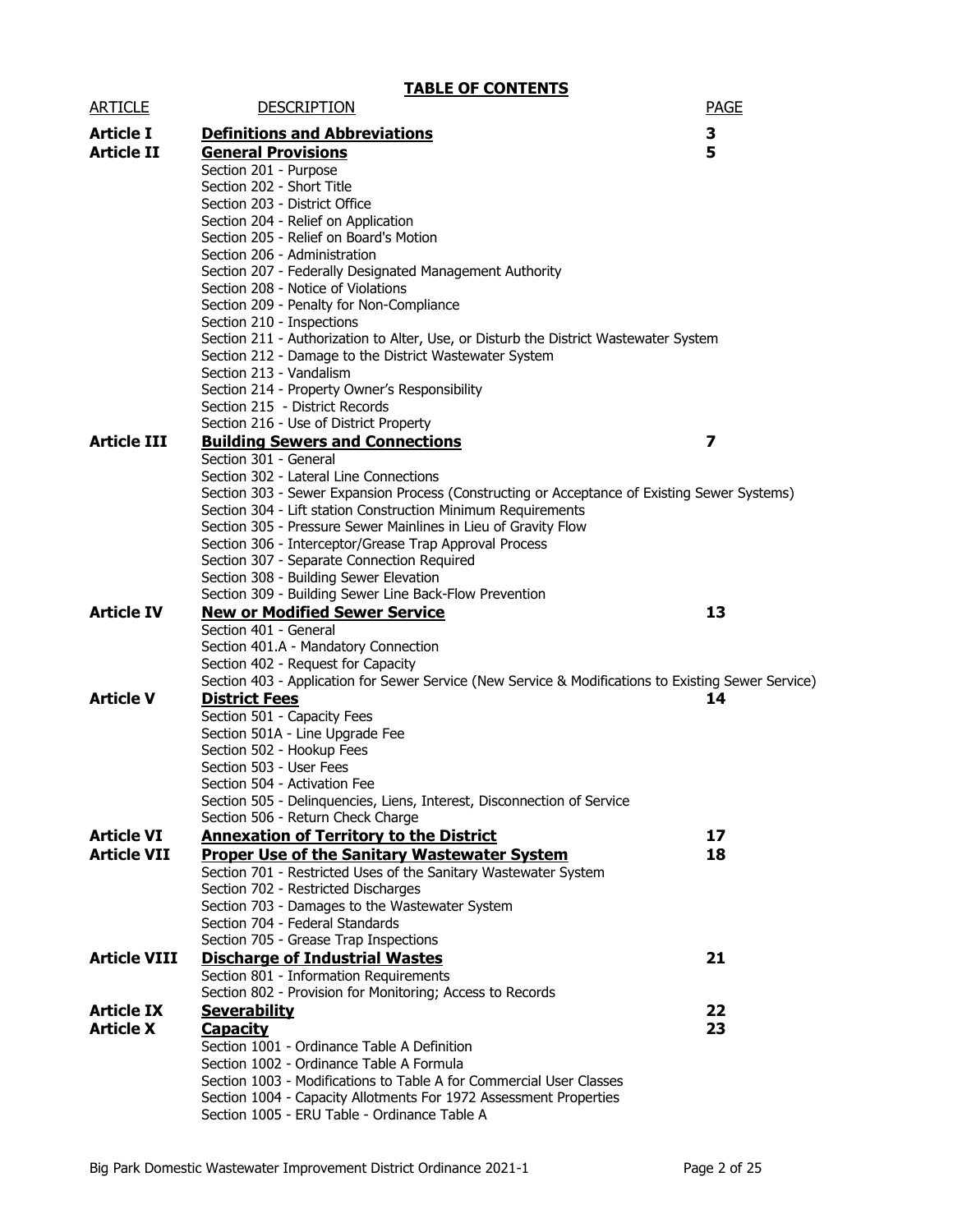# TABLE OF CONTENTS

| ARTICLE | DESCRIPTION | PAGE |
|---|---|---|
| **Article I** | **Definitions and Abbreviations** | **3** |
| **Article II** | **General Provisions** | **5** |
| | Section 201 - Purpose | |
| | Section 202 - Short Title | |
| | Section 203 - District Office | |
| | Section 204 - Relief on Application | |
| | Section 205 - Relief on Board's Motion | |
| | Section 206 - Administration | |
| | Section 207 - Federally Designated Management Authority | |
| | Section 208 - Notice of Violations | |
| | Section 209 - Penalty for Non-Compliance | |
| | Section 210 - Inspections | |
| | Section 211 - Authorization to Alter, Use, or Disturb the District Wastewater System | |
| | Section 212 - Damage to the District Wastewater System | |
| | Section 213 - Vandalism | |
| | Section 214 - Property Owner's Responsibility | |
| | Section 215 - District Records | |
| | Section 216 - Use of District Property | |
| **Article III** | **Building Sewers and Connections** | **7** |
| | Section 301 - General | |
| | Section 302 - Lateral Line Connections | |
| | Section 303 - Sewer Expansion Process (Constructing or Acceptance of Existing Sewer Systems) | |
| | Section 304 - Lift station Construction Minimum Requirements | |
| | Section 305 - Pressure Sewer Mainlines in Lieu of Gravity Flow | |
| | Section 306 - Interceptor/Grease Trap Approval Process | |
| | Section 307 - Separate Connection Required | |
| | Section 308 - Building Sewer Elevation | |
| | Section 309 - Building Sewer Line Back-Flow Prevention | |
| **Article IV** | **New or Modified Sewer Service** | **13** |
| | Section 401 - General | |
| | Section 401.A - Mandatory Connection | |
| | Section 402 - Request for Capacity | |
| | Section 403 - Application for Sewer Service (New Service & Modifications to Existing Sewer Service) | |
| **Article V** | **District Fees** | **14** |
| | Section 501 - Capacity Fees | |
| | Section 501A - Line Upgrade Fee | |
| | Section 502 - Hookup Fees | |
| | Section 503 - User Fees | |
| | Section 504 - Activation Fee | |
| | Section 505 - Delinquencies, Liens, Interest, Disconnection of Service | |
| | Section 506 - Return Check Charge | |
| **Article VI** | **Annexation of Territory to the District** | **17** |
| **Article VII** | **Proper Use of the Sanitary Wastewater System** | **18** |
| | Section 701 - Restricted Uses of the Sanitary Wastewater System | |
| | Section 702 - Restricted Discharges | |
| | Section 703 - Damages to the Wastewater System | |
| | Section 704 - Federal Standards | |
| | Section 705 - Grease Trap Inspections | |
| **Article VIII** | **Discharge of Industrial Wastes** | **21** |
| | Section 801 - Information Requirements | |
| | Section 802 - Provision for Monitoring; Access to Records | |
| **Article IX** | **Severability** | **22** |
| **Article X** | **Capacity** | **23** |
| | Section 1001 - Ordinance Table A Definition | |
| | Section 1002 - Ordinance Table A Formula | |
| | Section 1003 - Modifications to Table A for Commercial User Classes | |
| | Section 1004 - Capacity Allotments For 1972 Assessment Properties | |
| | Section 1005 - ERU Table - Ordinance Table A | |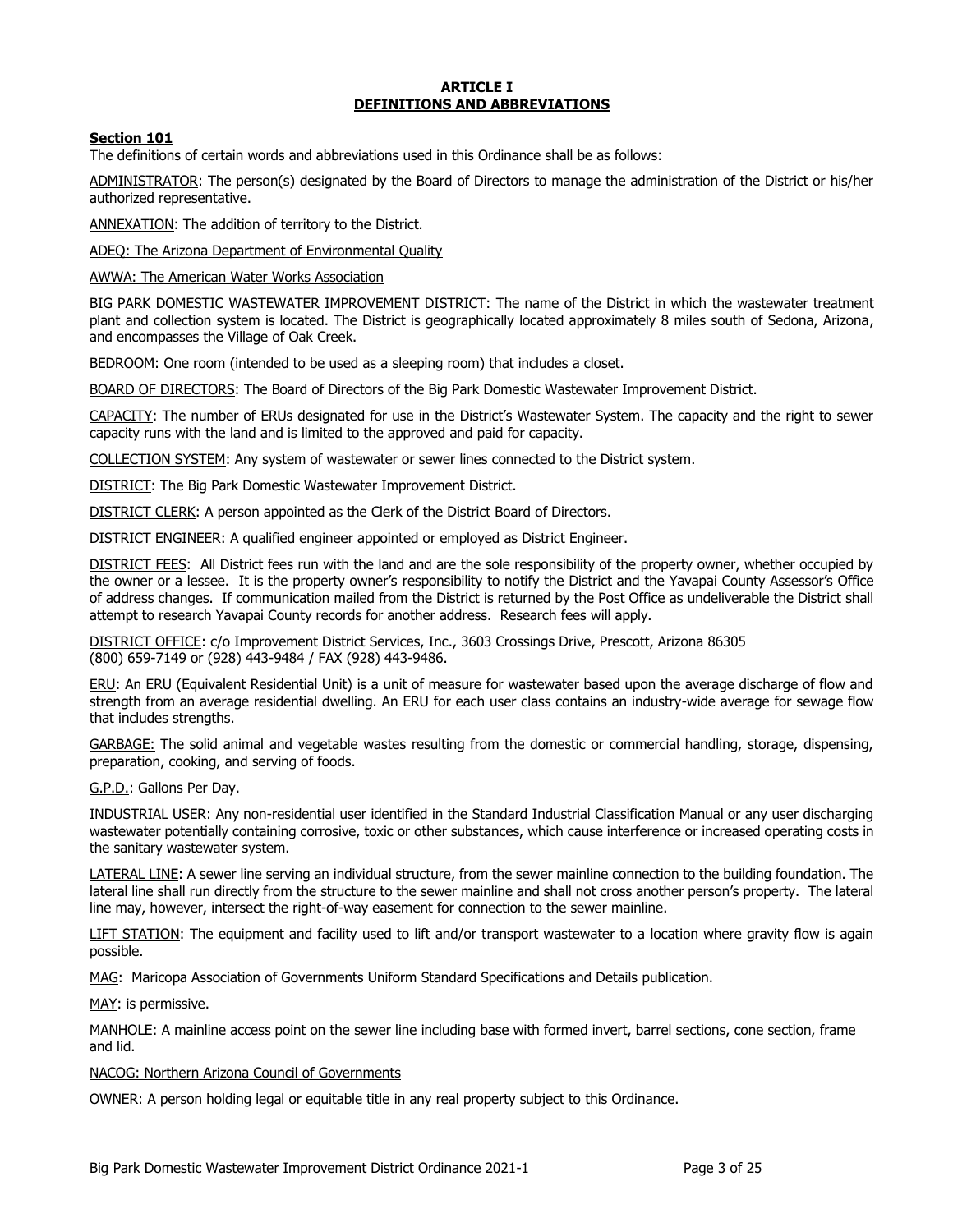# **ARTICLE I**
# **DEFINITIONS AND ABBREVIATIONS**

## **Section 101**

The definitions of certain words and abbreviations used in this Ordinance shall be as follows:

ADMINISTRATOR: The person(s) designated by the Board of Directors to manage the administration of the District or his/her authorized representative.

ANNEXATION: The addition of territory to the District.

ADEQ: The Arizona Department of Environmental Quality

AWWA: The American Water Works Association

BIG PARK DOMESTIC WASTEWATER IMPROVEMENT DISTRICT: The name of the District in which the wastewater treatment plant and collection system is located. The District is geographically located approximately 8 miles south of Sedona, Arizona, and encompasses the Village of Oak Creek.

BEDROOM: One room (intended to be used as a sleeping room) that includes a closet.

BOARD OF DIRECTORS: The Board of Directors of the Big Park Domestic Wastewater Improvement District.

CAPACITY: The number of ERUs designated for use in the District's Wastewater System. The capacity and the right to sewer capacity runs with the land and is limited to the approved and paid for capacity.

COLLECTION SYSTEM: Any system of wastewater or sewer lines connected to the District system.

DISTRICT: The Big Park Domestic Wastewater Improvement District.

DISTRICT CLERK: A person appointed as the Clerk of the District Board of Directors.

DISTRICT ENGINEER: A qualified engineer appointed or employed as District Engineer.

DISTRICT FEES: All District fees run with the land and are the sole responsibility of the property owner, whether occupied by the owner or a lessee. It is the property owner's responsibility to notify the District and the Yavapai County Assessor's Office of address changes. If communication mailed from the District is returned by the Post Office as undeliverable the District shall attempt to research Yavapai County records for another address. Research fees will apply.

DISTRICT OFFICE: c/o Improvement District Services, Inc., 3603 Crossings Drive, Prescott, Arizona 86305
(800) 659-7149 or (928) 443-9484 / FAX (928) 443-9486.

ERU: An ERU (Equivalent Residential Unit) is a unit of measure for wastewater based upon the average discharge of flow and strength from an average residential dwelling. An ERU for each user class contains an industry-wide average for sewage flow that includes strengths.

GARBAGE: The solid animal and vegetable wastes resulting from the domestic or commercial handling, storage, dispensing, preparation, cooking, and serving of foods.

G.P.D.: Gallons Per Day.

INDUSTRIAL USER: Any non-residential user identified in the Standard Industrial Classification Manual or any user discharging wastewater potentially containing corrosive, toxic or other substances, which cause interference or increased operating costs in the sanitary wastewater system.

LATERAL LINE: A sewer line serving an individual structure, from the sewer mainline connection to the building foundation. The lateral line shall run directly from the structure to the sewer mainline and shall not cross another person's property. The lateral line may, however, intersect the right-of-way easement for connection to the sewer mainline.

LIFT STATION: The equipment and facility used to lift and/or transport wastewater to a location where gravity flow is again possible.

MAG: Maricopa Association of Governments Uniform Standard Specifications and Details publication.

MAY: is permissive.

MANHOLE: A mainline access point on the sewer line including base with formed invert, barrel sections, cone section, frame and lid.

NACOG: Northern Arizona Council of Governments

OWNER: A person holding legal or equitable title in any real property subject to this Ordinance.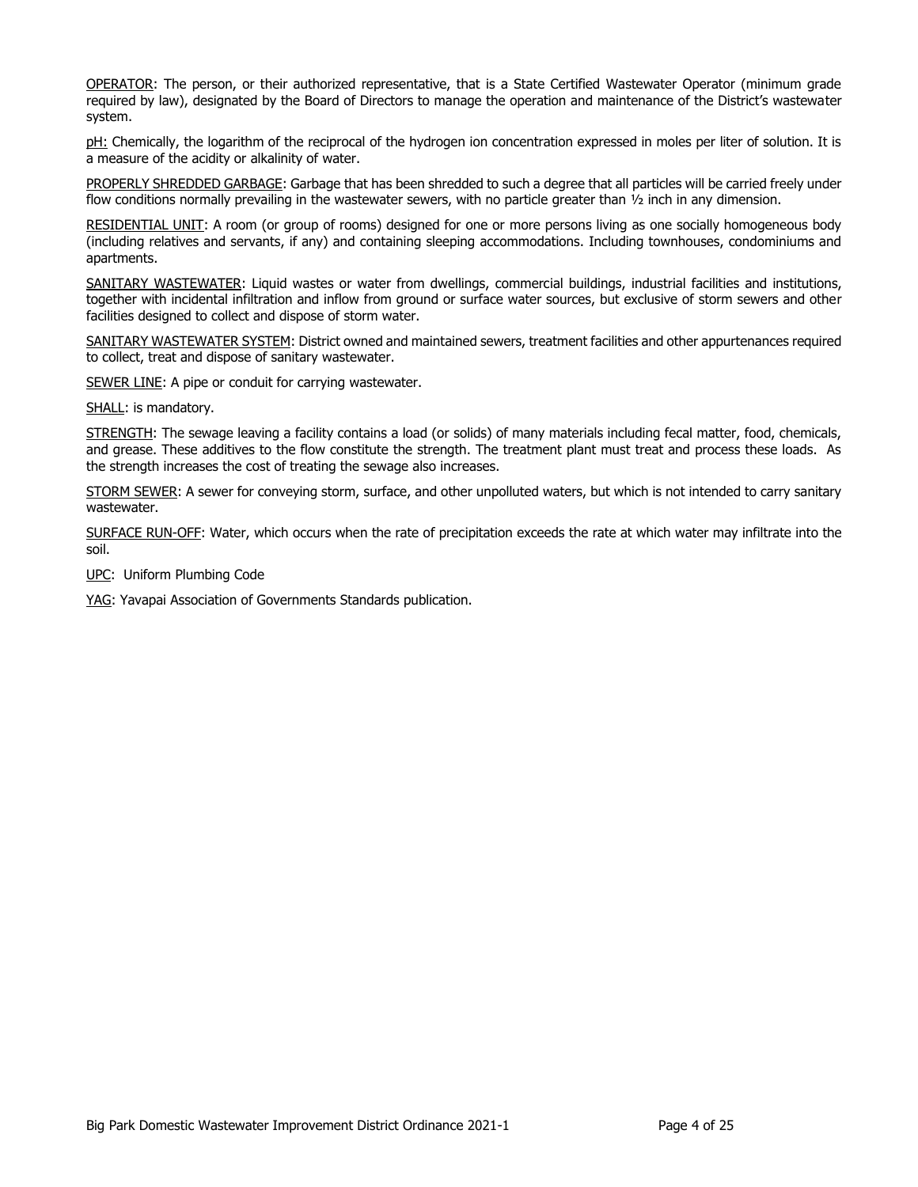<u>OPERATOR</u>: The person, or their authorized representative, that is a State Certified Wastewater Operator (minimum grade required by law), designated by the Board of Directors to manage the operation and maintenance of the District's wastewater system.

<u>pH:</u> Chemically, the logarithm of the reciprocal of the hydrogen ion concentration expressed in moles per liter of solution. It is a measure of the acidity or alkalinity of water.

<u>PROPERLY SHREDDED GARBAGE</u>: Garbage that has been shredded to such a degree that all particles will be carried freely under flow conditions normally prevailing in the wastewater sewers, with no particle greater than ½ inch in any dimension.

<u>RESIDENTIAL UNIT</u>: A room (or group of rooms) designed for one or more persons living as one socially homogeneous body (including relatives and servants, if any) and containing sleeping accommodations. Including townhouses, condominiums and apartments.

<u>SANITARY WASTEWATER</u>: Liquid wastes or water from dwellings, commercial buildings, industrial facilities and institutions, together with incidental infiltration and inflow from ground or surface water sources, but exclusive of storm sewers and other facilities designed to collect and dispose of storm water.

<u>SANITARY WASTEWATER SYSTEM</u>: District owned and maintained sewers, treatment facilities and other appurtenances required to collect, treat and dispose of sanitary wastewater.

<u>SEWER LINE</u>: A pipe or conduit for carrying wastewater.

<u>SHALL</u>: is mandatory.

<u>STRENGTH</u>: The sewage leaving a facility contains a load (or solids) of many materials including fecal matter, food, chemicals, and grease. These additives to the flow constitute the strength. The treatment plant must treat and process these loads. As the strength increases the cost of treating the sewage also increases.

<u>STORM SEWER</u>: A sewer for conveying storm, surface, and other unpolluted waters, but which is not intended to carry sanitary wastewater.

<u>SURFACE RUN-OFF</u>: Water, which occurs when the rate of precipitation exceeds the rate at which water may infiltrate into the soil.

<u>UPC</u>: Uniform Plumbing Code

<u>YAG</u>: Yavapai Association of Governments Standards publication.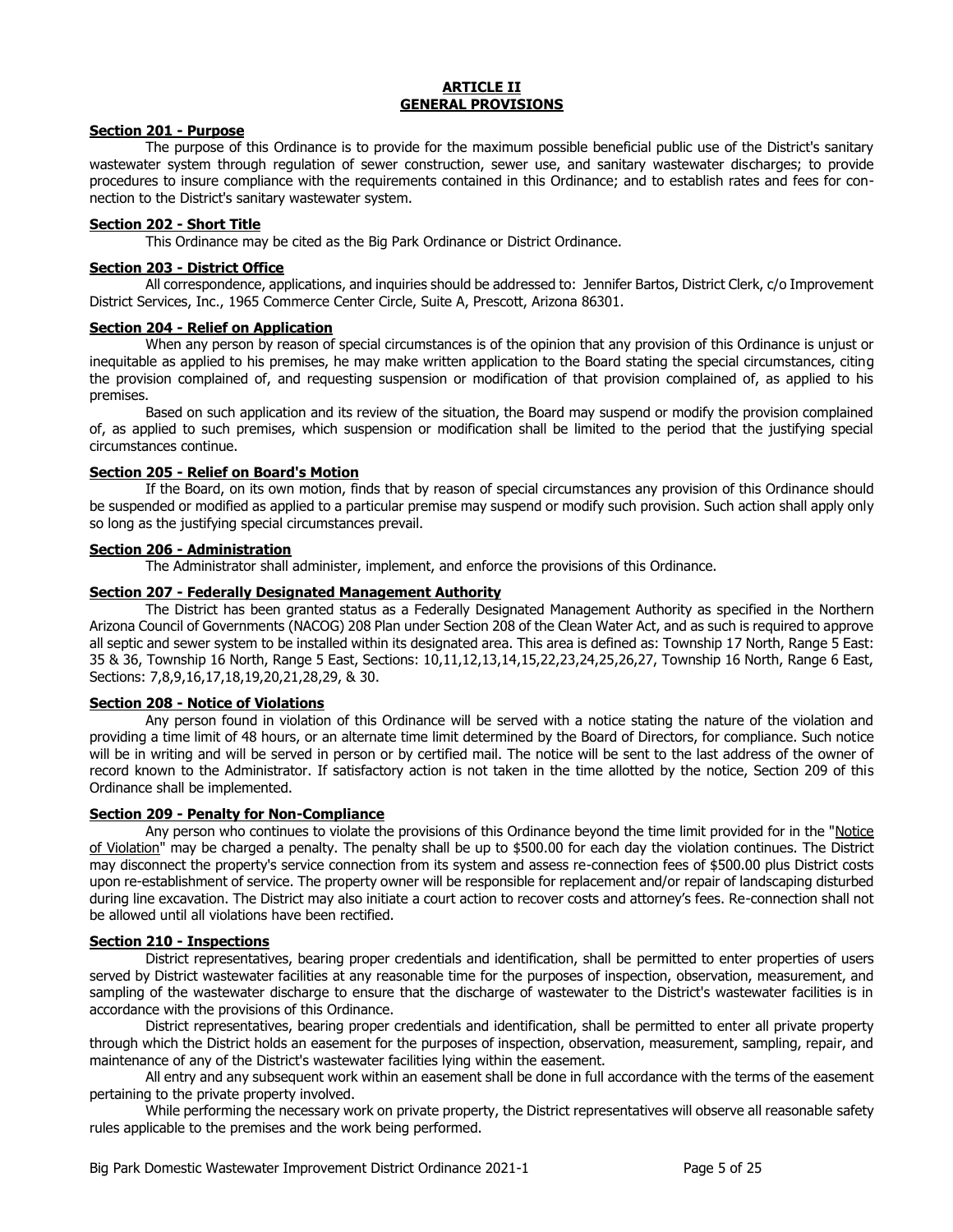# ARTICLE II
# GENERAL PROVISIONS

**Section 201 - Purpose**

The purpose of this Ordinance is to provide for the maximum possible beneficial public use of the District's sanitary wastewater system through regulation of sewer construction, sewer use, and sanitary wastewater discharges; to provide procedures to insure compliance with the requirements contained in this Ordinance; and to establish rates and fees for connection to the District's sanitary wastewater system.

**Section 202 - Short Title**

This Ordinance may be cited as the Big Park Ordinance or District Ordinance.

**Section 203 - District Office**

All correspondence, applications, and inquiries should be addressed to: Jennifer Bartos, District Clerk, c/o Improvement District Services, Inc., 1965 Commerce Center Circle, Suite A, Prescott, Arizona 86301.

**Section 204 - Relief on Application**

When any person by reason of special circumstances is of the opinion that any provision of this Ordinance is unjust or inequitable as applied to his premises, he may make written application to the Board stating the special circumstances, citing the provision complained of, and requesting suspension or modification of that provision complained of, as applied to his premises.

Based on such application and its review of the situation, the Board may suspend or modify the provision complained of, as applied to such premises, which suspension or modification shall be limited to the period that the justifying special circumstances continue.

**Section 205 - Relief on Board's Motion**

If the Board, on its own motion, finds that by reason of special circumstances any provision of this Ordinance should be suspended or modified as applied to a particular premise may suspend or modify such provision. Such action shall apply only so long as the justifying special circumstances prevail.

**Section 206 - Administration**

The Administrator shall administer, implement, and enforce the provisions of this Ordinance.

**Section 207 - Federally Designated Management Authority**

The District has been granted status as a Federally Designated Management Authority as specified in the Northern Arizona Council of Governments (NACOG) 208 Plan under Section 208 of the Clean Water Act, and as such is required to approve all septic and sewer system to be installed within its designated area. This area is defined as: Township 17 North, Range 5 East: 35 & 36, Township 16 North, Range 5 East, Sections: 10,11,12,13,14,15,22,23,24,25,26,27, Township 16 North, Range 6 East, Sections: 7,8,9,16,17,18,19,20,21,28,29, & 30.

**Section 208 - Notice of Violations**

Any person found in violation of this Ordinance will be served with a notice stating the nature of the violation and providing a time limit of 48 hours, or an alternate time limit determined by the Board of Directors, for compliance. Such notice will be in writing and will be served in person or by certified mail. The notice will be sent to the last address of the owner of record known to the Administrator. If satisfactory action is not taken in the time allotted by the notice, Section 209 of this Ordinance shall be implemented.

**Section 209 - Penalty for Non-Compliance**

Any person who continues to violate the provisions of this Ordinance beyond the time limit provided for in the "Notice of Violation" may be charged a penalty. The penalty shall be up to $500.00 for each day the violation continues. The District may disconnect the property's service connection from its system and assess re-connection fees of $500.00 plus District costs upon re-establishment of service. The property owner will be responsible for replacement and/or repair of landscaping disturbed during line excavation. The District may also initiate a court action to recover costs and attorney's fees. Re-connection shall not be allowed until all violations have been rectified.

**Section 210 - Inspections**

District representatives, bearing proper credentials and identification, shall be permitted to enter properties of users served by District wastewater facilities at any reasonable time for the purposes of inspection, observation, measurement, and sampling of the wastewater discharge to ensure that the discharge of wastewater to the District's wastewater facilities is in accordance with the provisions of this Ordinance.

District representatives, bearing proper credentials and identification, shall be permitted to enter all private property through which the District holds an easement for the purposes of inspection, observation, measurement, sampling, repair, and maintenance of any of the District's wastewater facilities lying within the easement.

All entry and any subsequent work within an easement shall be done in full accordance with the terms of the easement pertaining to the private property involved.

While performing the necessary work on private property, the District representatives will observe all reasonable safety rules applicable to the premises and the work being performed.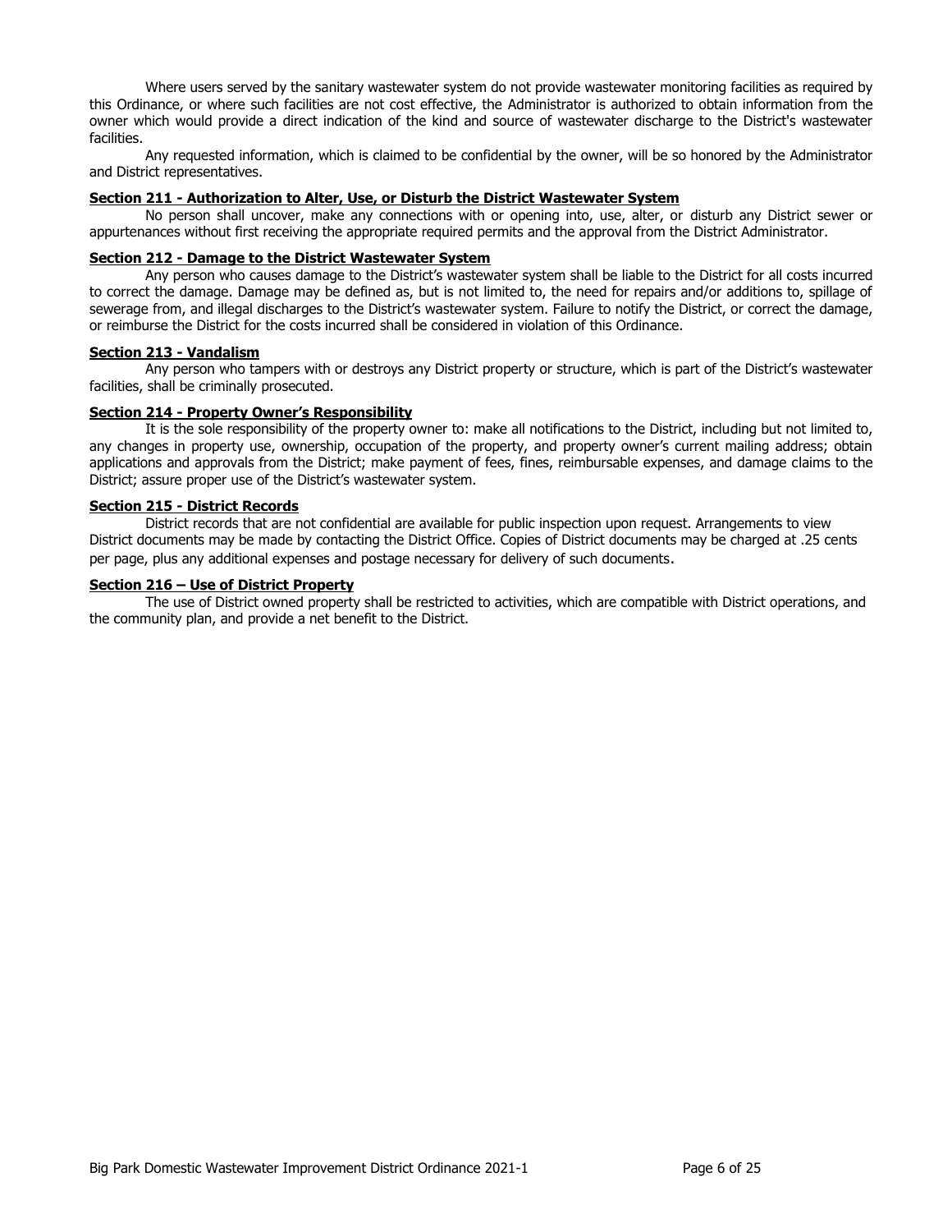Where users served by the sanitary wastewater system do not provide wastewater monitoring facilities as required by this Ordinance, or where such facilities are not cost effective, the Administrator is authorized to obtain information from the owner which would provide a direct indication of the kind and source of wastewater discharge to the District's wastewater facilities.

Any requested information, which is claimed to be confidential by the owner, will be so honored by the Administrator and District representatives.

**Section 211 - Authorization to Alter, Use, or Disturb the District Wastewater System**

No person shall uncover, make any connections with or opening into, use, alter, or disturb any District sewer or appurtenances without first receiving the appropriate required permits and the approval from the District Administrator.

**Section 212 - Damage to the District Wastewater System**

Any person who causes damage to the District's wastewater system shall be liable to the District for all costs incurred to correct the damage. Damage may be defined as, but is not limited to, the need for repairs and/or additions to, spillage of sewerage from, and illegal discharges to the District's wastewater system. Failure to notify the District, or correct the damage, or reimburse the District for the costs incurred shall be considered in violation of this Ordinance.

**Section 213 - Vandalism**

Any person who tampers with or destroys any District property or structure, which is part of the District's wastewater facilities, shall be criminally prosecuted.

**Section 214 - Property Owner's Responsibility**

It is the sole responsibility of the property owner to: make all notifications to the District, including but not limited to, any changes in property use, ownership, occupation of the property, and property owner's current mailing address; obtain applications and approvals from the District; make payment of fees, fines, reimbursable expenses, and damage claims to the District; assure proper use of the District's wastewater system.

**Section 215 - District Records**

District records that are not confidential are available for public inspection upon request. Arrangements to view District documents may be made by contacting the District Office. Copies of District documents may be charged at .25 cents per page, plus any additional expenses and postage necessary for delivery of such documents.

**Section 216 – Use of District Property**

The use of District owned property shall be restricted to activities, which are compatible with District operations, and the community plan, and provide a net benefit to the District.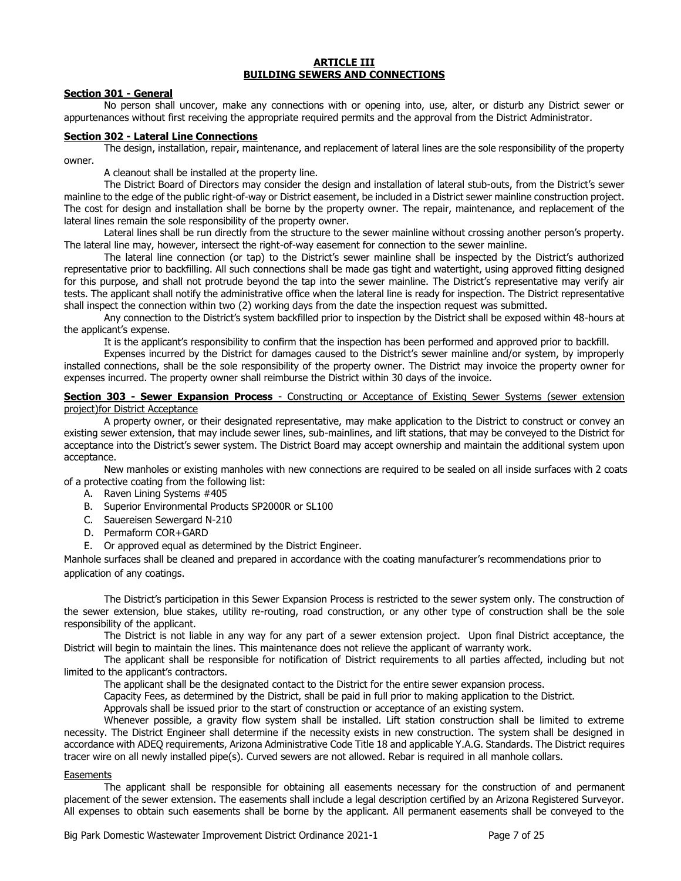## ARTICLE III
## BUILDING SEWERS AND CONNECTIONS

**Section 301 - General**

No person shall uncover, make any connections with or opening into, use, alter, or disturb any District sewer or appurtenances without first receiving the appropriate required permits and the approval from the District Administrator.

**Section 302 - Lateral Line Connections**

The design, installation, repair, maintenance, and replacement of lateral lines are the sole responsibility of the property owner.

A cleanout shall be installed at the property line.

The District Board of Directors may consider the design and installation of lateral stub-outs, from the District's sewer mainline to the edge of the public right-of-way or District easement, be included in a District sewer mainline construction project. The cost for design and installation shall be borne by the property owner. The repair, maintenance, and replacement of the lateral lines remain the sole responsibility of the property owner.

Lateral lines shall be run directly from the structure to the sewer mainline without crossing another person's property. The lateral line may, however, intersect the right-of-way easement for connection to the sewer mainline.

The lateral line connection (or tap) to the District's sewer mainline shall be inspected by the District's authorized representative prior to backfilling. All such connections shall be made gas tight and watertight, using approved fitting designed for this purpose, and shall not protrude beyond the tap into the sewer mainline. The District's representative may verify air tests. The applicant shall notify the administrative office when the lateral line is ready for inspection. The District representative shall inspect the connection within two (2) working days from the date the inspection request was submitted.

Any connection to the District's system backfilled prior to inspection by the District shall be exposed within 48-hours at the applicant's expense.

It is the applicant's responsibility to confirm that the inspection has been performed and approved prior to backfill.

Expenses incurred by the District for damages caused to the District's sewer mainline and/or system, by improperly installed connections, shall be the sole responsibility of the property owner. The District may invoice the property owner for expenses incurred. The property owner shall reimburse the District within 30 days of the invoice.

**Section 303 - Sewer Expansion Process** - Constructing or Acceptance of Existing Sewer Systems (sewer extension project)for District Acceptance

A property owner, or their designated representative, may make application to the District to construct or convey an existing sewer extension, that may include sewer lines, sub-mainlines, and lift stations, that may be conveyed to the District for acceptance into the District's sewer system. The District Board may accept ownership and maintain the additional system upon acceptance.

New manholes or existing manholes with new connections are required to be sealed on all inside surfaces with 2 coats of a protective coating from the following list:

A. Raven Lining Systems #405
B. Superior Environmental Products SP2000R or SL100
C. Sauereisen Sewergard N-210
D. Permaform COR+GARD
E. Or approved equal as determined by the District Engineer.

Manhole surfaces shall be cleaned and prepared in accordance with the coating manufacturer's recommendations prior to application of any coatings.

The District's participation in this Sewer Expansion Process is restricted to the sewer system only. The construction of the sewer extension, blue stakes, utility re-routing, road construction, or any other type of construction shall be the sole responsibility of the applicant.

The District is not liable in any way for any part of a sewer extension project. Upon final District acceptance, the District will begin to maintain the lines. This maintenance does not relieve the applicant of warranty work.

The applicant shall be responsible for notification of District requirements to all parties affected, including but not limited to the applicant's contractors.

The applicant shall be the designated contact to the District for the entire sewer expansion process.

Capacity Fees, as determined by the District, shall be paid in full prior to making application to the District.

Approvals shall be issued prior to the start of construction or acceptance of an existing system.

Whenever possible, a gravity flow system shall be installed. Lift station construction shall be limited to extreme necessity. The District Engineer shall determine if the necessity exists in new construction. The system shall be designed in accordance with ADEQ requirements, Arizona Administrative Code Title 18 and applicable Y.A.G. Standards. The District requires tracer wire on all newly installed pipe(s). Curved sewers are not allowed. Rebar is required in all manhole collars.

Easements

The applicant shall be responsible for obtaining all easements necessary for the construction of and permanent placement of the sewer extension. The easements shall include a legal description certified by an Arizona Registered Surveyor. All expenses to obtain such easements shall be borne by the applicant. All permanent easements shall be conveyed to the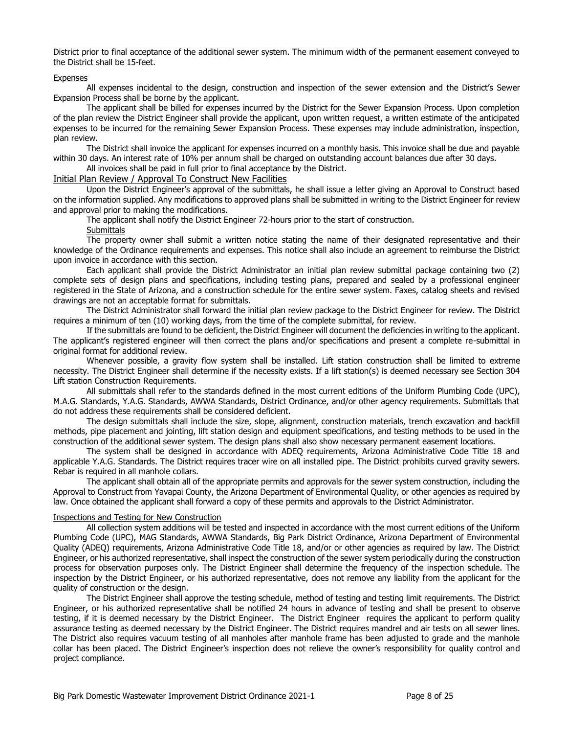District prior to final acceptance of the additional sewer system. The minimum width of the permanent easement conveyed to the District shall be 15-feet.

### Expenses

All expenses incidental to the design, construction and inspection of the sewer extension and the District's Sewer Expansion Process shall be borne by the applicant.

The applicant shall be billed for expenses incurred by the District for the Sewer Expansion Process. Upon completion of the plan review the District Engineer shall provide the applicant, upon written request, a written estimate of the anticipated expenses to be incurred for the remaining Sewer Expansion Process. These expenses may include administration, inspection, plan review.

The District shall invoice the applicant for expenses incurred on a monthly basis. This invoice shall be due and payable within 30 days. An interest rate of 10% per annum shall be charged on outstanding account balances due after 30 days.

All invoices shall be paid in full prior to final acceptance by the District.

## Initial Plan Review / Approval To Construct New Facilities

Upon the District Engineer's approval of the submittals, he shall issue a letter giving an Approval to Construct based on the information supplied. Any modifications to approved plans shall be submitted in writing to the District Engineer for review and approval prior to making the modifications.

The applicant shall notify the District Engineer 72-hours prior to the start of construction.

### Submittals

The property owner shall submit a written notice stating the name of their designated representative and their knowledge of the Ordinance requirements and expenses. This notice shall also include an agreement to reimburse the District upon invoice in accordance with this section.

Each applicant shall provide the District Administrator an initial plan review submittal package containing two (2) complete sets of design plans and specifications, including testing plans, prepared and sealed by a professional engineer registered in the State of Arizona, and a construction schedule for the entire sewer system. Faxes, catalog sheets and revised drawings are not an acceptable format for submittals.

The District Administrator shall forward the initial plan review package to the District Engineer for review. The District requires a minimum of ten (10) working days, from the time of the complete submittal, for review.

If the submittals are found to be deficient, the District Engineer will document the deficiencies in writing to the applicant. The applicant's registered engineer will then correct the plans and/or specifications and present a complete re-submittal in original format for additional review.

Whenever possible, a gravity flow system shall be installed. Lift station construction shall be limited to extreme necessity. The District Engineer shall determine if the necessity exists. If a lift station(s) is deemed necessary see Section 304 Lift station Construction Requirements.

All submittals shall refer to the standards defined in the most current editions of the Uniform Plumbing Code (UPC), M.A.G. Standards, Y.A.G. Standards, AWWA Standards, District Ordinance, and/or other agency requirements. Submittals that do not address these requirements shall be considered deficient.

The design submittals shall include the size, slope, alignment, construction materials, trench excavation and backfill methods, pipe placement and jointing, lift station design and equipment specifications, and testing methods to be used in the construction of the additional sewer system. The design plans shall also show necessary permanent easement locations.

The system shall be designed in accordance with ADEQ requirements, Arizona Administrative Code Title 18 and applicable Y.A.G. Standards. The District requires tracer wire on all installed pipe. The District prohibits curved gravity sewers. Rebar is required in all manhole collars.

The applicant shall obtain all of the appropriate permits and approvals for the sewer system construction, including the Approval to Construct from Yavapai County, the Arizona Department of Environmental Quality, or other agencies as required by law. Once obtained the applicant shall forward a copy of these permits and approvals to the District Administrator.

### Inspections and Testing for New Construction

All collection system additions will be tested and inspected in accordance with the most current editions of the Uniform Plumbing Code (UPC), MAG Standards, AWWA Standards, Big Park District Ordinance, Arizona Department of Environmental Quality (ADEQ) requirements, Arizona Administrative Code Title 18, and/or or other agencies as required by law. The District Engineer, or his authorized representative, shall inspect the construction of the sewer system periodically during the construction process for observation purposes only. The District Engineer shall determine the frequency of the inspection schedule. The inspection by the District Engineer, or his authorized representative, does not remove any liability from the applicant for the quality of construction or the design.

The District Engineer shall approve the testing schedule, method of testing and testing limit requirements. The District Engineer, or his authorized representative shall be notified 24 hours in advance of testing and shall be present to observe testing, if it is deemed necessary by the District Engineer. The District Engineer requires the applicant to perform quality assurance testing as deemed necessary by the District Engineer. The District requires mandrel and air tests on all sewer lines. The District also requires vacuum testing of all manholes after manhole frame has been adjusted to grade and the manhole collar has been placed. The District Engineer's inspection does not relieve the owner's responsibility for quality control and project compliance.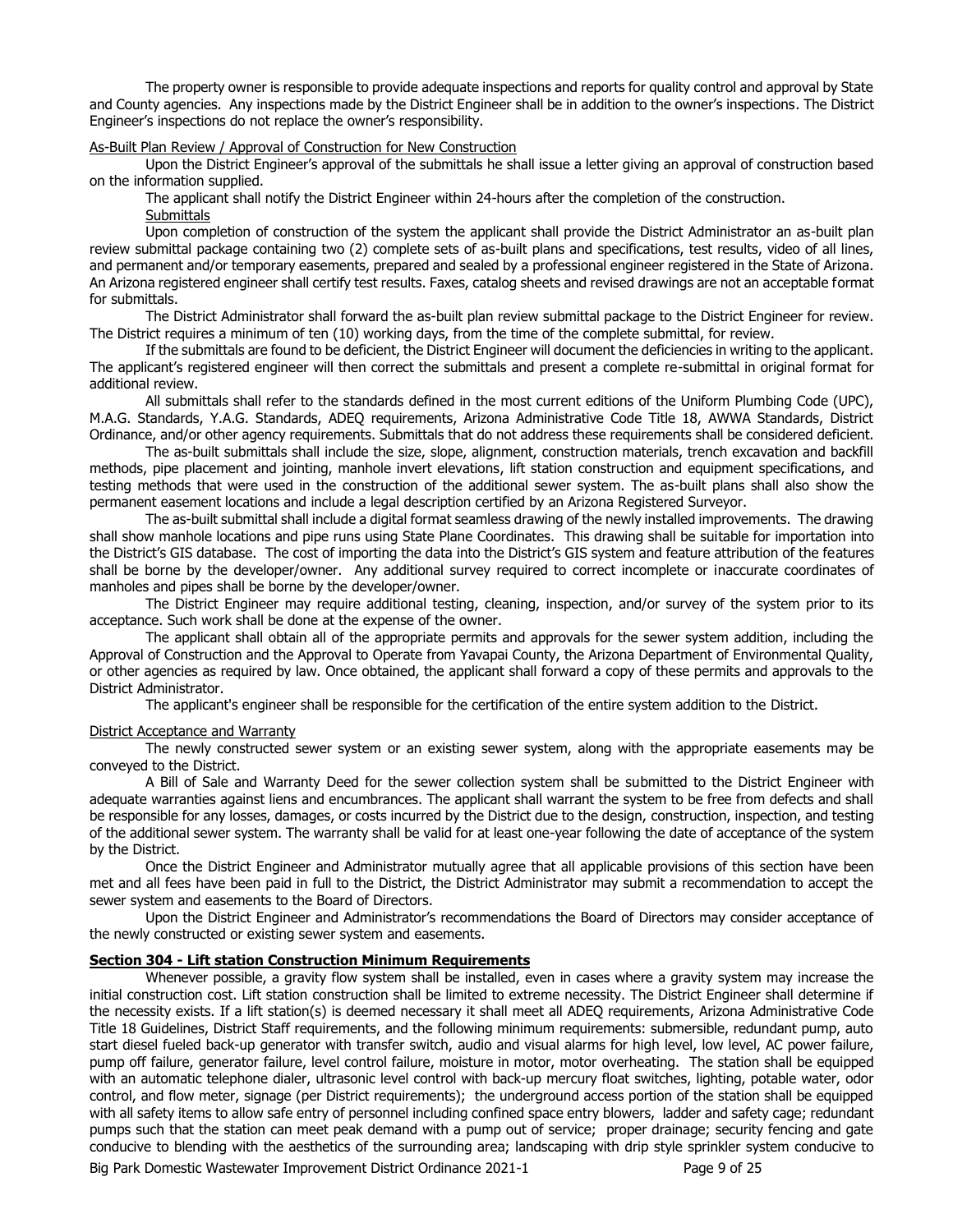The property owner is responsible to provide adequate inspections and reports for quality control and approval by State and County agencies. Any inspections made by the District Engineer shall be in addition to the owner's inspections. The District Engineer's inspections do not replace the owner's responsibility.

As-Built Plan Review / Approval of Construction for New Construction

Upon the District Engineer's approval of the submittals he shall issue a letter giving an approval of construction based on the information supplied.

The applicant shall notify the District Engineer within 24-hours after the completion of the construction.

Submittals

Upon completion of construction of the system the applicant shall provide the District Administrator an as-built plan review submittal package containing two (2) complete sets of as-built plans and specifications, test results, video of all lines, and permanent and/or temporary easements, prepared and sealed by a professional engineer registered in the State of Arizona. An Arizona registered engineer shall certify test results. Faxes, catalog sheets and revised drawings are not an acceptable format for submittals.

The District Administrator shall forward the as-built plan review submittal package to the District Engineer for review. The District requires a minimum of ten (10) working days, from the time of the complete submittal, for review.

If the submittals are found to be deficient, the District Engineer will document the deficiencies in writing to the applicant. The applicant's registered engineer will then correct the submittals and present a complete re-submittal in original format for additional review.

All submittals shall refer to the standards defined in the most current editions of the Uniform Plumbing Code (UPC), M.A.G. Standards, Y.A.G. Standards, ADEQ requirements, Arizona Administrative Code Title 18, AWWA Standards, District Ordinance, and/or other agency requirements. Submittals that do not address these requirements shall be considered deficient.

The as-built submittals shall include the size, slope, alignment, construction materials, trench excavation and backfill methods, pipe placement and jointing, manhole invert elevations, lift station construction and equipment specifications, and testing methods that were used in the construction of the additional sewer system. The as-built plans shall also show the permanent easement locations and include a legal description certified by an Arizona Registered Surveyor.

The as-built submittal shall include a digital format seamless drawing of the newly installed improvements. The drawing shall show manhole locations and pipe runs using State Plane Coordinates. This drawing shall be suitable for importation into the District's GIS database. The cost of importing the data into the District's GIS system and feature attribution of the features shall be borne by the developer/owner. Any additional survey required to correct incomplete or inaccurate coordinates of manholes and pipes shall be borne by the developer/owner.

The District Engineer may require additional testing, cleaning, inspection, and/or survey of the system prior to its acceptance. Such work shall be done at the expense of the owner.

The applicant shall obtain all of the appropriate permits and approvals for the sewer system addition, including the Approval of Construction and the Approval to Operate from Yavapai County, the Arizona Department of Environmental Quality, or other agencies as required by law. Once obtained, the applicant shall forward a copy of these permits and approvals to the District Administrator.

The applicant's engineer shall be responsible for the certification of the entire system addition to the District.

District Acceptance and Warranty

The newly constructed sewer system or an existing sewer system, along with the appropriate easements may be conveyed to the District.

A Bill of Sale and Warranty Deed for the sewer collection system shall be submitted to the District Engineer with adequate warranties against liens and encumbrances. The applicant shall warrant the system to be free from defects and shall be responsible for any losses, damages, or costs incurred by the District due to the design, construction, inspection, and testing of the additional sewer system. The warranty shall be valid for at least one-year following the date of acceptance of the system by the District.

Once the District Engineer and Administrator mutually agree that all applicable provisions of this section have been met and all fees have been paid in full to the District, the District Administrator may submit a recommendation to accept the sewer system and easements to the Board of Directors.

Upon the District Engineer and Administrator's recommendations the Board of Directors may consider acceptance of the newly constructed or existing sewer system and easements.

## Section 304 - Lift station Construction Minimum Requirements

Whenever possible, a gravity flow system shall be installed, even in cases where a gravity system may increase the initial construction cost. Lift station construction shall be limited to extreme necessity. The District Engineer shall determine if the necessity exists. If a lift station(s) is deemed necessary it shall meet all ADEQ requirements, Arizona Administrative Code Title 18 Guidelines, District Staff requirements, and the following minimum requirements: submersible, redundant pump, auto start diesel fueled back-up generator with transfer switch, audio and visual alarms for high level, low level, AC power failure, pump off failure, generator failure, level control failure, moisture in motor, motor overheating. The station shall be equipped with an automatic telephone dialer, ultrasonic level control with back-up mercury float switches, lighting, potable water, odor control, and flow meter, signage (per District requirements); the underground access portion of the station shall be equipped with all safety items to allow safe entry of personnel including confined space entry blowers, ladder and safety cage; redundant pumps such that the station can meet peak demand with a pump out of service; proper drainage; security fencing and gate conducive to blending with the aesthetics of the surrounding area; landscaping with drip style sprinkler system conducive to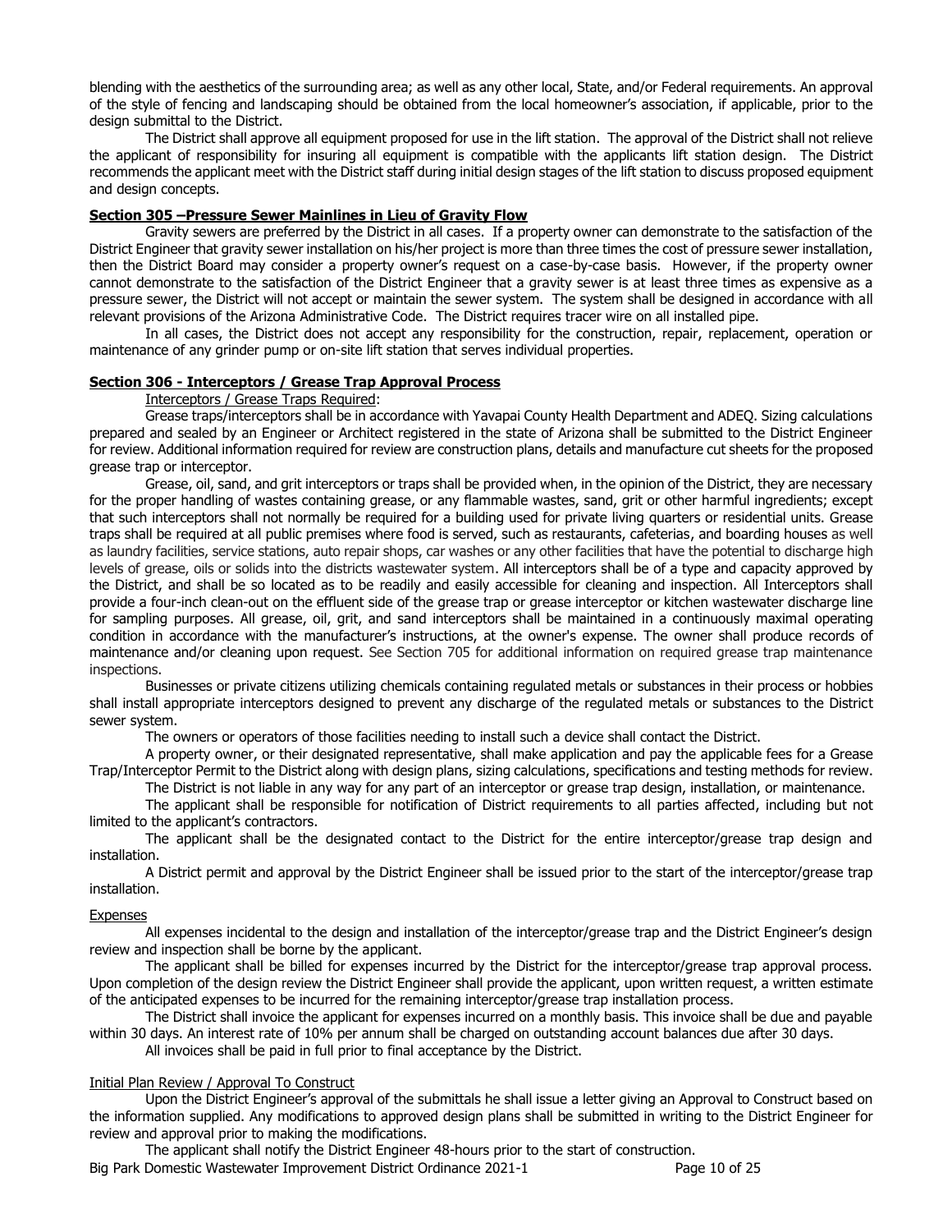blending with the aesthetics of the surrounding area; as well as any other local, State, and/or Federal requirements. An approval of the style of fencing and landscaping should be obtained from the local homeowner's association, if applicable, prior to the design submittal to the District.

The District shall approve all equipment proposed for use in the lift station. The approval of the District shall not relieve the applicant of responsibility for insuring all equipment is compatible with the applicants lift station design. The District recommends the applicant meet with the District staff during initial design stages of the lift station to discuss proposed equipment and design concepts.

### Section 305 –Pressure Sewer Mainlines in Lieu of Gravity Flow

Gravity sewers are preferred by the District in all cases. If a property owner can demonstrate to the satisfaction of the District Engineer that gravity sewer installation on his/her project is more than three times the cost of pressure sewer installation, then the District Board may consider a property owner's request on a case-by-case basis. However, if the property owner cannot demonstrate to the satisfaction of the District Engineer that a gravity sewer is at least three times as expensive as a pressure sewer, the District will not accept or maintain the sewer system. The system shall be designed in accordance with all relevant provisions of the Arizona Administrative Code. The District requires tracer wire on all installed pipe.

In all cases, the District does not accept any responsibility for the construction, repair, replacement, operation or maintenance of any grinder pump or on-site lift station that serves individual properties.

### Section 306 - Interceptors / Grease Trap Approval Process

Interceptors / Grease Traps Required:

Grease traps/interceptors shall be in accordance with Yavapai County Health Department and ADEQ. Sizing calculations prepared and sealed by an Engineer or Architect registered in the state of Arizona shall be submitted to the District Engineer for review. Additional information required for review are construction plans, details and manufacture cut sheets for the proposed grease trap or interceptor.

Grease, oil, sand, and grit interceptors or traps shall be provided when, in the opinion of the District, they are necessary for the proper handling of wastes containing grease, or any flammable wastes, sand, grit or other harmful ingredients; except that such interceptors shall not normally be required for a building used for private living quarters or residential units. Grease traps shall be required at all public premises where food is served, such as restaurants, cafeterias, and boarding houses as well as laundry facilities, service stations, auto repair shops, car washes or any other facilities that have the potential to discharge high levels of grease, oils or solids into the districts wastewater system. All interceptors shall be of a type and capacity approved by the District, and shall be so located as to be readily and easily accessible for cleaning and inspection. All Interceptors shall provide a four-inch clean-out on the effluent side of the grease trap or grease interceptor or kitchen wastewater discharge line for sampling purposes. All grease, oil, grit, and sand interceptors shall be maintained in a continuously maximal operating condition in accordance with the manufacturer's instructions, at the owner's expense. The owner shall produce records of maintenance and/or cleaning upon request. See Section 705 for additional information on required grease trap maintenance inspections.

Businesses or private citizens utilizing chemicals containing regulated metals or substances in their process or hobbies shall install appropriate interceptors designed to prevent any discharge of the regulated metals or substances to the District sewer system.

The owners or operators of those facilities needing to install such a device shall contact the District.

A property owner, or their designated representative, shall make application and pay the applicable fees for a Grease Trap/Interceptor Permit to the District along with design plans, sizing calculations, specifications and testing methods for review.

The District is not liable in any way for any part of an interceptor or grease trap design, installation, or maintenance.

The applicant shall be responsible for notification of District requirements to all parties affected, including but not limited to the applicant's contractors.

The applicant shall be the designated contact to the District for the entire interceptor/grease trap design and installation.

A District permit and approval by the District Engineer shall be issued prior to the start of the interceptor/grease trap installation.

Expenses

All expenses incidental to the design and installation of the interceptor/grease trap and the District Engineer's design review and inspection shall be borne by the applicant.

The applicant shall be billed for expenses incurred by the District for the interceptor/grease trap approval process. Upon completion of the design review the District Engineer shall provide the applicant, upon written request, a written estimate of the anticipated expenses to be incurred for the remaining interceptor/grease trap installation process.

The District shall invoice the applicant for expenses incurred on a monthly basis. This invoice shall be due and payable within 30 days. An interest rate of 10% per annum shall be charged on outstanding account balances due after 30 days.

All invoices shall be paid in full prior to final acceptance by the District.

Initial Plan Review / Approval To Construct

Upon the District Engineer's approval of the submittals he shall issue a letter giving an Approval to Construct based on the information supplied. Any modifications to approved design plans shall be submitted in writing to the District Engineer for review and approval prior to making the modifications.

The applicant shall notify the District Engineer 48-hours prior to the start of construction.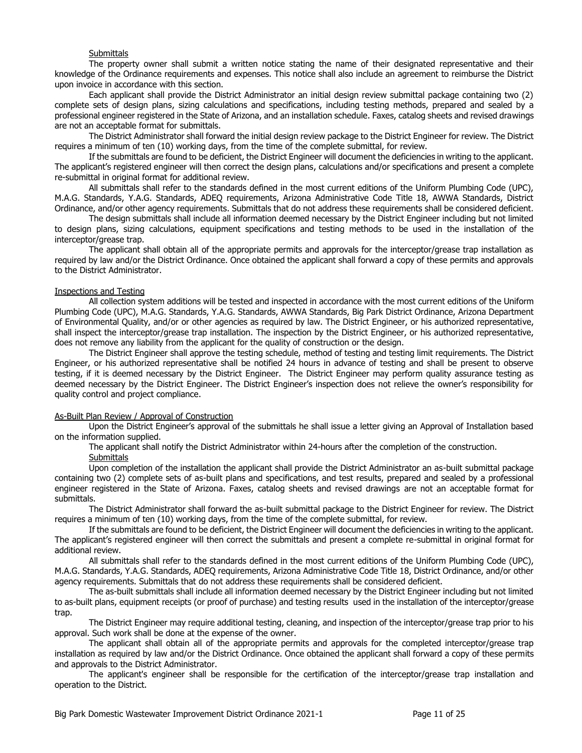Submittals

The property owner shall submit a written notice stating the name of their designated representative and their knowledge of the Ordinance requirements and expenses. This notice shall also include an agreement to reimburse the District upon invoice in accordance with this section.

Each applicant shall provide the District Administrator an initial design review submittal package containing two (2) complete sets of design plans, sizing calculations and specifications, including testing methods, prepared and sealed by a professional engineer registered in the State of Arizona, and an installation schedule. Faxes, catalog sheets and revised drawings are not an acceptable format for submittals.

The District Administrator shall forward the initial design review package to the District Engineer for review. The District requires a minimum of ten (10) working days, from the time of the complete submittal, for review.

If the submittals are found to be deficient, the District Engineer will document the deficiencies in writing to the applicant. The applicant's registered engineer will then correct the design plans, calculations and/or specifications and present a complete re-submittal in original format for additional review.

All submittals shall refer to the standards defined in the most current editions of the Uniform Plumbing Code (UPC), M.A.G. Standards, Y.A.G. Standards, ADEQ requirements, Arizona Administrative Code Title 18, AWWA Standards, District Ordinance, and/or other agency requirements. Submittals that do not address these requirements shall be considered deficient.

The design submittals shall include all information deemed necessary by the District Engineer including but not limited to design plans, sizing calculations, equipment specifications and testing methods to be used in the installation of the interceptor/grease trap.

The applicant shall obtain all of the appropriate permits and approvals for the interceptor/grease trap installation as required by law and/or the District Ordinance. Once obtained the applicant shall forward a copy of these permits and approvals to the District Administrator.

Inspections and Testing

All collection system additions will be tested and inspected in accordance with the most current editions of the Uniform Plumbing Code (UPC), M.A.G. Standards, Y.A.G. Standards, AWWA Standards, Big Park District Ordinance, Arizona Department of Environmental Quality, and/or or other agencies as required by law. The District Engineer, or his authorized representative, shall inspect the interceptor/grease trap installation. The inspection by the District Engineer, or his authorized representative, does not remove any liability from the applicant for the quality of construction or the design.

The District Engineer shall approve the testing schedule, method of testing and testing limit requirements. The District Engineer, or his authorized representative shall be notified 24 hours in advance of testing and shall be present to observe testing, if it is deemed necessary by the District Engineer. The District Engineer may perform quality assurance testing as deemed necessary by the District Engineer. The District Engineer's inspection does not relieve the owner's responsibility for quality control and project compliance.

As-Built Plan Review / Approval of Construction

Upon the District Engineer's approval of the submittals he shall issue a letter giving an Approval of Installation based on the information supplied.

The applicant shall notify the District Administrator within 24-hours after the completion of the construction.

Submittals

Upon completion of the installation the applicant shall provide the District Administrator an as-built submittal package containing two (2) complete sets of as-built plans and specifications, and test results, prepared and sealed by a professional engineer registered in the State of Arizona. Faxes, catalog sheets and revised drawings are not an acceptable format for submittals.

The District Administrator shall forward the as-built submittal package to the District Engineer for review. The District requires a minimum of ten (10) working days, from the time of the complete submittal, for review.

If the submittals are found to be deficient, the District Engineer will document the deficiencies in writing to the applicant. The applicant's registered engineer will then correct the submittals and present a complete re-submittal in original format for additional review.

All submittals shall refer to the standards defined in the most current editions of the Uniform Plumbing Code (UPC), M.A.G. Standards, Y.A.G. Standards, ADEQ requirements, Arizona Administrative Code Title 18, District Ordinance, and/or other agency requirements. Submittals that do not address these requirements shall be considered deficient.

The as-built submittals shall include all information deemed necessary by the District Engineer including but not limited to as-built plans, equipment receipts (or proof of purchase) and testing results used in the installation of the interceptor/grease trap.

The District Engineer may require additional testing, cleaning, and inspection of the interceptor/grease trap prior to his approval. Such work shall be done at the expense of the owner.

The applicant shall obtain all of the appropriate permits and approvals for the completed interceptor/grease trap installation as required by law and/or the District Ordinance. Once obtained the applicant shall forward a copy of these permits and approvals to the District Administrator.

The applicant's engineer shall be responsible for the certification of the interceptor/grease trap installation and operation to the District.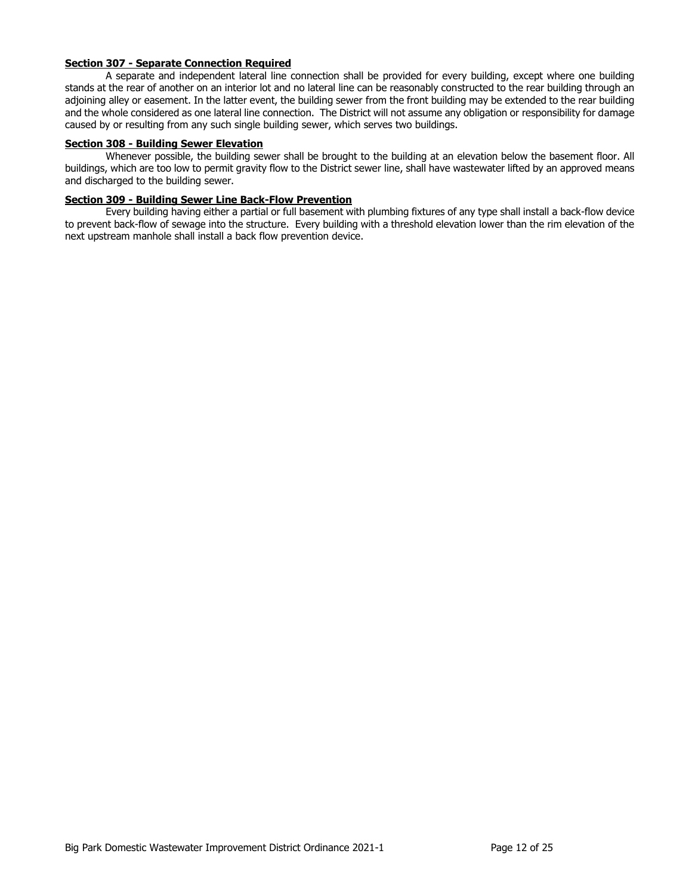**Section 307 - Separate Connection Required**

A separate and independent lateral line connection shall be provided for every building, except where one building stands at the rear of another on an interior lot and no lateral line can be reasonably constructed to the rear building through an adjoining alley or easement. In the latter event, the building sewer from the front building may be extended to the rear building and the whole considered as one lateral line connection. The District will not assume any obligation or responsibility for damage caused by or resulting from any such single building sewer, which serves two buildings.

**Section 308 - Building Sewer Elevation**

Whenever possible, the building sewer shall be brought to the building at an elevation below the basement floor. All buildings, which are too low to permit gravity flow to the District sewer line, shall have wastewater lifted by an approved means and discharged to the building sewer.

**Section 309 - Building Sewer Line Back-Flow Prevention**

Every building having either a partial or full basement with plumbing fixtures of any type shall install a back-flow device to prevent back-flow of sewage into the structure. Every building with a threshold elevation lower than the rim elevation of the next upstream manhole shall install a back flow prevention device.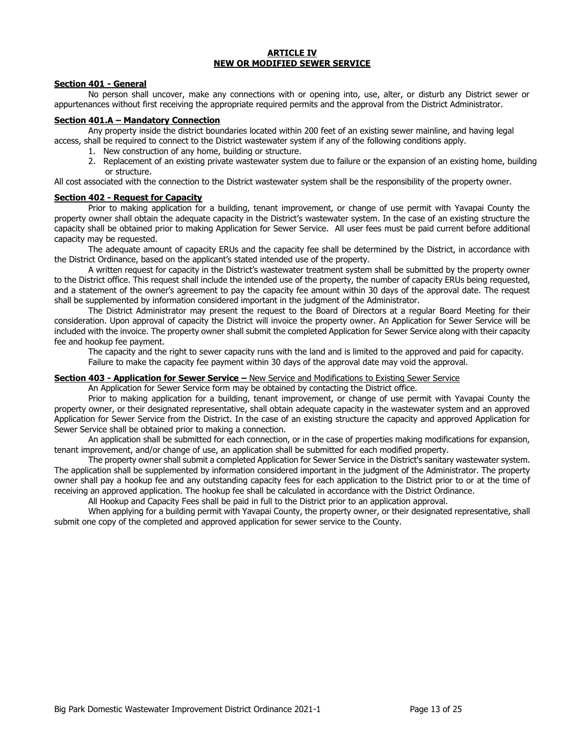# ARTICLE IV
# NEW OR MODIFIED SEWER SERVICE

**Section 401 - General**

No person shall uncover, make any connections with or opening into, use, alter, or disturb any District sewer or appurtenances without first receiving the appropriate required permits and the approval from the District Administrator.

**Section 401.A – Mandatory Connection**

Any property inside the district boundaries located within 200 feet of an existing sewer mainline, and having legal access, shall be required to connect to the District wastewater system if any of the following conditions apply.

1. New construction of any home, building or structure.
2. Replacement of an existing private wastewater system due to failure or the expansion of an existing home, building or structure.

All cost associated with the connection to the District wastewater system shall be the responsibility of the property owner.

**Section 402 - Request for Capacity**

Prior to making application for a building, tenant improvement, or change of use permit with Yavapai County the property owner shall obtain the adequate capacity in the District's wastewater system. In the case of an existing structure the capacity shall be obtained prior to making Application for Sewer Service. All user fees must be paid current before additional capacity may be requested.

The adequate amount of capacity ERUs and the capacity fee shall be determined by the District, in accordance with the District Ordinance, based on the applicant's stated intended use of the property.

A written request for capacity in the District's wastewater treatment system shall be submitted by the property owner to the District office. This request shall include the intended use of the property, the number of capacity ERUs being requested, and a statement of the owner's agreement to pay the capacity fee amount within 30 days of the approval date. The request shall be supplemented by information considered important in the judgment of the Administrator.

The District Administrator may present the request to the Board of Directors at a regular Board Meeting for their consideration. Upon approval of capacity the District will invoice the property owner. An Application for Sewer Service will be included with the invoice. The property owner shall submit the completed Application for Sewer Service along with their capacity fee and hookup fee payment.

The capacity and the right to sewer capacity runs with the land and is limited to the approved and paid for capacity.

Failure to make the capacity fee payment within 30 days of the approval date may void the approval.

**Section 403 - Application for Sewer Service –** New Service and Modifications to Existing Sewer Service

An Application for Sewer Service form may be obtained by contacting the District office.

Prior to making application for a building, tenant improvement, or change of use permit with Yavapai County the property owner, or their designated representative, shall obtain adequate capacity in the wastewater system and an approved Application for Sewer Service from the District. In the case of an existing structure the capacity and approved Application for Sewer Service shall be obtained prior to making a connection.

An application shall be submitted for each connection, or in the case of properties making modifications for expansion, tenant improvement, and/or change of use, an application shall be submitted for each modified property.

The property owner shall submit a completed Application for Sewer Service in the District's sanitary wastewater system. The application shall be supplemented by information considered important in the judgment of the Administrator. The property owner shall pay a hookup fee and any outstanding capacity fees for each application to the District prior to or at the time of receiving an approved application. The hookup fee shall be calculated in accordance with the District Ordinance.

All Hookup and Capacity Fees shall be paid in full to the District prior to an application approval.

When applying for a building permit with Yavapai County, the property owner, or their designated representative, shall submit one copy of the completed and approved application for sewer service to the County.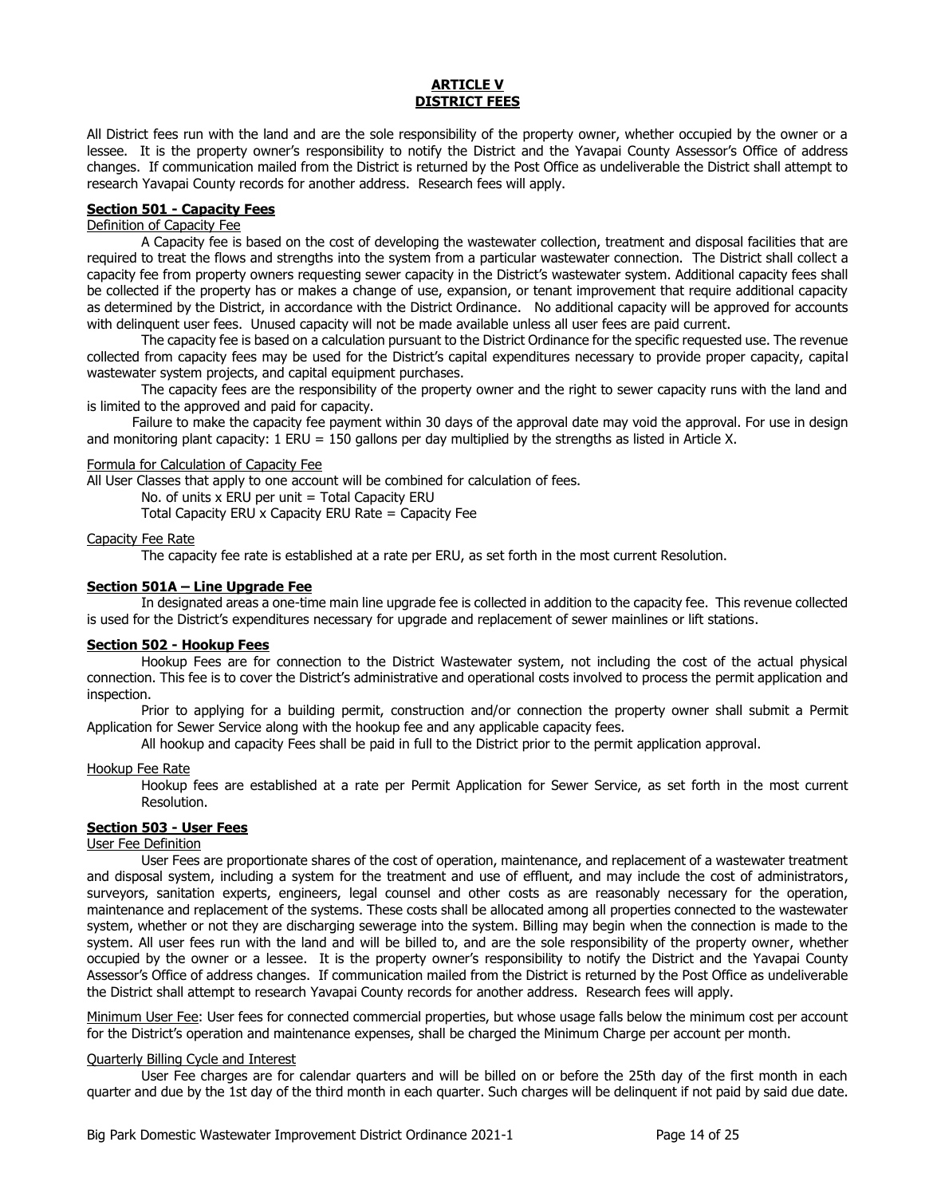# ARTICLE V
# DISTRICT FEES

All District fees run with the land and are the sole responsibility of the property owner, whether occupied by the owner or a lessee. It is the property owner's responsibility to notify the District and the Yavapai County Assessor's Office of address changes. If communication mailed from the District is returned by the Post Office as undeliverable the District shall attempt to research Yavapai County records for another address. Research fees will apply.

## Section 501 - Capacity Fees

Definition of Capacity Fee

A Capacity fee is based on the cost of developing the wastewater collection, treatment and disposal facilities that are required to treat the flows and strengths into the system from a particular wastewater connection. The District shall collect a capacity fee from property owners requesting sewer capacity in the District's wastewater system. Additional capacity fees shall be collected if the property has or makes a change of use, expansion, or tenant improvement that require additional capacity as determined by the District, in accordance with the District Ordinance. No additional capacity will be approved for accounts with delinquent user fees. Unused capacity will not be made available unless all user fees are paid current.

The capacity fee is based on a calculation pursuant to the District Ordinance for the specific requested use. The revenue collected from capacity fees may be used for the District's capital expenditures necessary to provide proper capacity, capital wastewater system projects, and capital equipment purchases.

The capacity fees are the responsibility of the property owner and the right to sewer capacity runs with the land and is limited to the approved and paid for capacity.

Failure to make the capacity fee payment within 30 days of the approval date may void the approval. For use in design and monitoring plant capacity: 1 ERU = 150 gallons per day multiplied by the strengths as listed in Article X.

Formula for Calculation of Capacity Fee

All User Classes that apply to one account will be combined for calculation of fees.

No. of units x ERU per unit = Total Capacity ERU

Total Capacity ERU x Capacity ERU Rate = Capacity Fee

Capacity Fee Rate

The capacity fee rate is established at a rate per ERU, as set forth in the most current Resolution.

## Section 501A – Line Upgrade Fee

In designated areas a one-time main line upgrade fee is collected in addition to the capacity fee. This revenue collected is used for the District's expenditures necessary for upgrade and replacement of sewer mainlines or lift stations.

## Section 502 - Hookup Fees

Hookup Fees are for connection to the District Wastewater system, not including the cost of the actual physical connection. This fee is to cover the District's administrative and operational costs involved to process the permit application and inspection.

Prior to applying for a building permit, construction and/or connection the property owner shall submit a Permit Application for Sewer Service along with the hookup fee and any applicable capacity fees.

All hookup and capacity Fees shall be paid in full to the District prior to the permit application approval.

Hookup Fee Rate

Hookup fees are established at a rate per Permit Application for Sewer Service, as set forth in the most current Resolution.

## Section 503 - User Fees

User Fee Definition

User Fees are proportionate shares of the cost of operation, maintenance, and replacement of a wastewater treatment and disposal system, including a system for the treatment and use of effluent, and may include the cost of administrators, surveyors, sanitation experts, engineers, legal counsel and other costs as are reasonably necessary for the operation, maintenance and replacement of the systems. These costs shall be allocated among all properties connected to the wastewater system, whether or not they are discharging sewerage into the system. Billing may begin when the connection is made to the system. All user fees run with the land and will be billed to, and are the sole responsibility of the property owner, whether occupied by the owner or a lessee. It is the property owner's responsibility to notify the District and the Yavapai County Assessor's Office of address changes. If communication mailed from the District is returned by the Post Office as undeliverable the District shall attempt to research Yavapai County records for another address. Research fees will apply.

Minimum User Fee: User fees for connected commercial properties, but whose usage falls below the minimum cost per account for the District's operation and maintenance expenses, shall be charged the Minimum Charge per account per month.

Quarterly Billing Cycle and Interest

User Fee charges are for calendar quarters and will be billed on or before the 25th day of the first month in each quarter and due by the 1st day of the third month in each quarter. Such charges will be delinquent if not paid by said due date.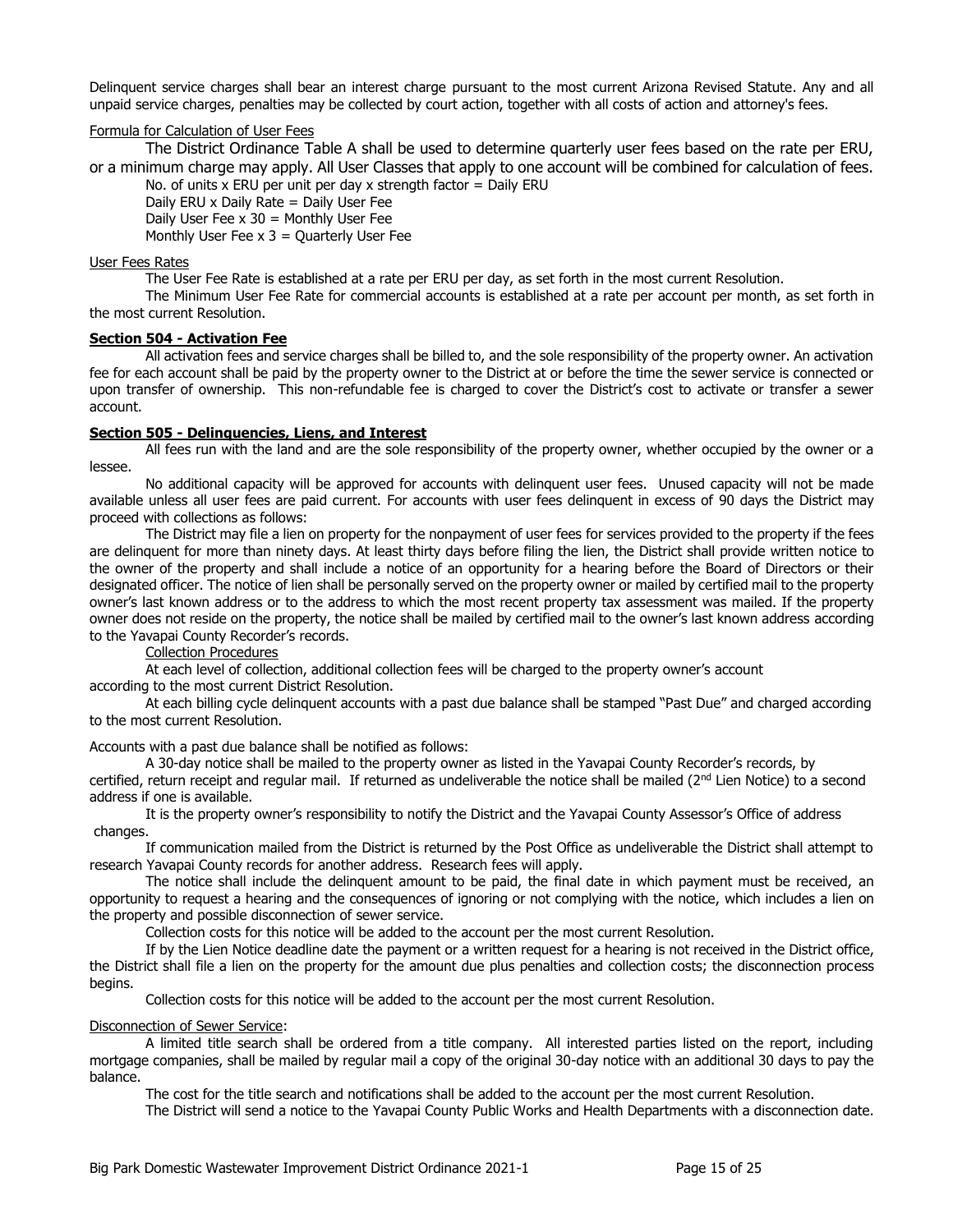Delinquent service charges shall bear an interest charge pursuant to the most current Arizona Revised Statute. Any and all unpaid service charges, penalties may be collected by court action, together with all costs of action and attorney's fees.

Formula for Calculation of User Fees

The District Ordinance Table A shall be used to determine quarterly user fees based on the rate per ERU, or a minimum charge may apply. All User Classes that apply to one account will be combined for calculation of fees.

No. of units x ERU per unit per day x strength factor = Daily ERU
Daily ERU x Daily Rate = Daily User Fee
Daily User Fee x 30 = Monthly User Fee
Monthly User Fee x 3 = Quarterly User Fee

User Fees Rates

The User Fee Rate is established at a rate per ERU per day, as set forth in the most current Resolution.

The Minimum User Fee Rate for commercial accounts is established at a rate per account per month, as set forth in the most current Resolution.

**Section 504 - Activation Fee**

All activation fees and service charges shall be billed to, and the sole responsibility of the property owner. An activation fee for each account shall be paid by the property owner to the District at or before the time the sewer service is connected or upon transfer of ownership. This non-refundable fee is charged to cover the District's cost to activate or transfer a sewer account.

**Section 505 - Delinquencies, Liens, and Interest**

All fees run with the land and are the sole responsibility of the property owner, whether occupied by the owner or a lessee.

No additional capacity will be approved for accounts with delinquent user fees. Unused capacity will not be made available unless all user fees are paid current. For accounts with user fees delinquent in excess of 90 days the District may proceed with collections as follows:

The District may file a lien on property for the nonpayment of user fees for services provided to the property if the fees are delinquent for more than ninety days. At least thirty days before filing the lien, the District shall provide written notice to the owner of the property and shall include a notice of an opportunity for a hearing before the Board of Directors or their designated officer. The notice of lien shall be personally served on the property owner or mailed by certified mail to the property owner's last known address or to the address to which the most recent property tax assessment was mailed. If the property owner does not reside on the property, the notice shall be mailed by certified mail to the owner's last known address according to the Yavapai County Recorder's records.

Collection Procedures

At each level of collection, additional collection fees will be charged to the property owner's account according to the most current District Resolution.

At each billing cycle delinquent accounts with a past due balance shall be stamped "Past Due" and charged according to the most current Resolution.

Accounts with a past due balance shall be notified as follows:

A 30-day notice shall be mailed to the property owner as listed in the Yavapai County Recorder's records, by certified, return receipt and regular mail. If returned as undeliverable the notice shall be mailed (2nd Lien Notice) to a second address if one is available.

It is the property owner's responsibility to notify the District and the Yavapai County Assessor's Office of address changes.

If communication mailed from the District is returned by the Post Office as undeliverable the District shall attempt to research Yavapai County records for another address. Research fees will apply.

The notice shall include the delinquent amount to be paid, the final date in which payment must be received, an opportunity to request a hearing and the consequences of ignoring or not complying with the notice, which includes a lien on the property and possible disconnection of sewer service.

Collection costs for this notice will be added to the account per the most current Resolution.

If by the Lien Notice deadline date the payment or a written request for a hearing is not received in the District office, the District shall file a lien on the property for the amount due plus penalties and collection costs; the disconnection process begins.

Collection costs for this notice will be added to the account per the most current Resolution.

Disconnection of Sewer Service:

A limited title search shall be ordered from a title company. All interested parties listed on the report, including mortgage companies, shall be mailed by regular mail a copy of the original 30-day notice with an additional 30 days to pay the balance.

The cost for the title search and notifications shall be added to the account per the most current Resolution.

The District will send a notice to the Yavapai County Public Works and Health Departments with a disconnection date.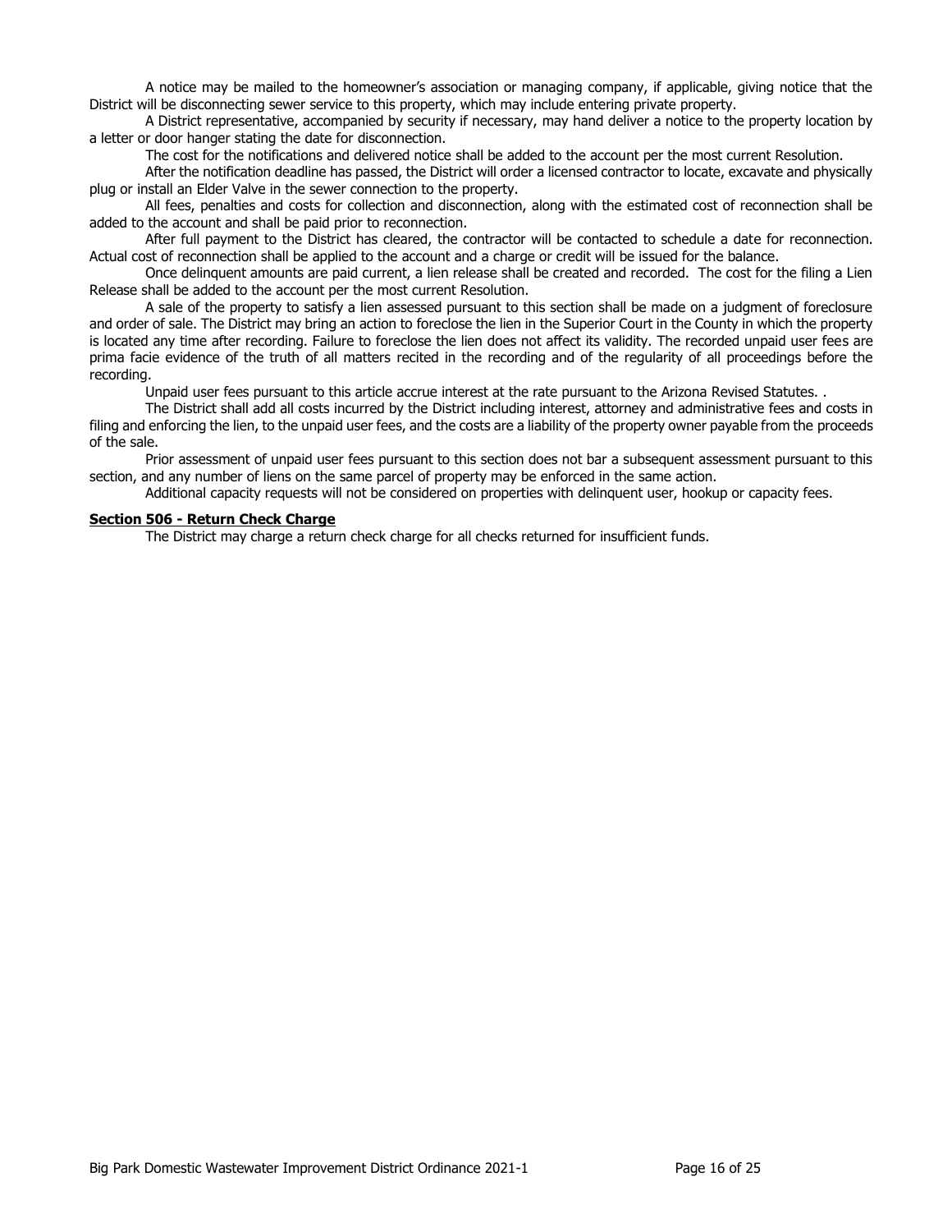A notice may be mailed to the homeowner's association or managing company, if applicable, giving notice that the District will be disconnecting sewer service to this property, which may include entering private property.

A District representative, accompanied by security if necessary, may hand deliver a notice to the property location by a letter or door hanger stating the date for disconnection.

The cost for the notifications and delivered notice shall be added to the account per the most current Resolution.

After the notification deadline has passed, the District will order a licensed contractor to locate, excavate and physically plug or install an Elder Valve in the sewer connection to the property.

All fees, penalties and costs for collection and disconnection, along with the estimated cost of reconnection shall be added to the account and shall be paid prior to reconnection.

After full payment to the District has cleared, the contractor will be contacted to schedule a date for reconnection. Actual cost of reconnection shall be applied to the account and a charge or credit will be issued for the balance.

Once delinquent amounts are paid current, a lien release shall be created and recorded. The cost for the filing a Lien Release shall be added to the account per the most current Resolution.

A sale of the property to satisfy a lien assessed pursuant to this section shall be made on a judgment of foreclosure and order of sale. The District may bring an action to foreclose the lien in the Superior Court in the County in which the property is located any time after recording. Failure to foreclose the lien does not affect its validity. The recorded unpaid user fees are prima facie evidence of the truth of all matters recited in the recording and of the regularity of all proceedings before the recording.

Unpaid user fees pursuant to this article accrue interest at the rate pursuant to the Arizona Revised Statutes. .

The District shall add all costs incurred by the District including interest, attorney and administrative fees and costs in filing and enforcing the lien, to the unpaid user fees, and the costs are a liability of the property owner payable from the proceeds of the sale.

Prior assessment of unpaid user fees pursuant to this section does not bar a subsequent assessment pursuant to this section, and any number of liens on the same parcel of property may be enforced in the same action.

Additional capacity requests will not be considered on properties with delinquent user, hookup or capacity fees.

**Section 506 - Return Check Charge**

The District may charge a return check charge for all checks returned for insufficient funds.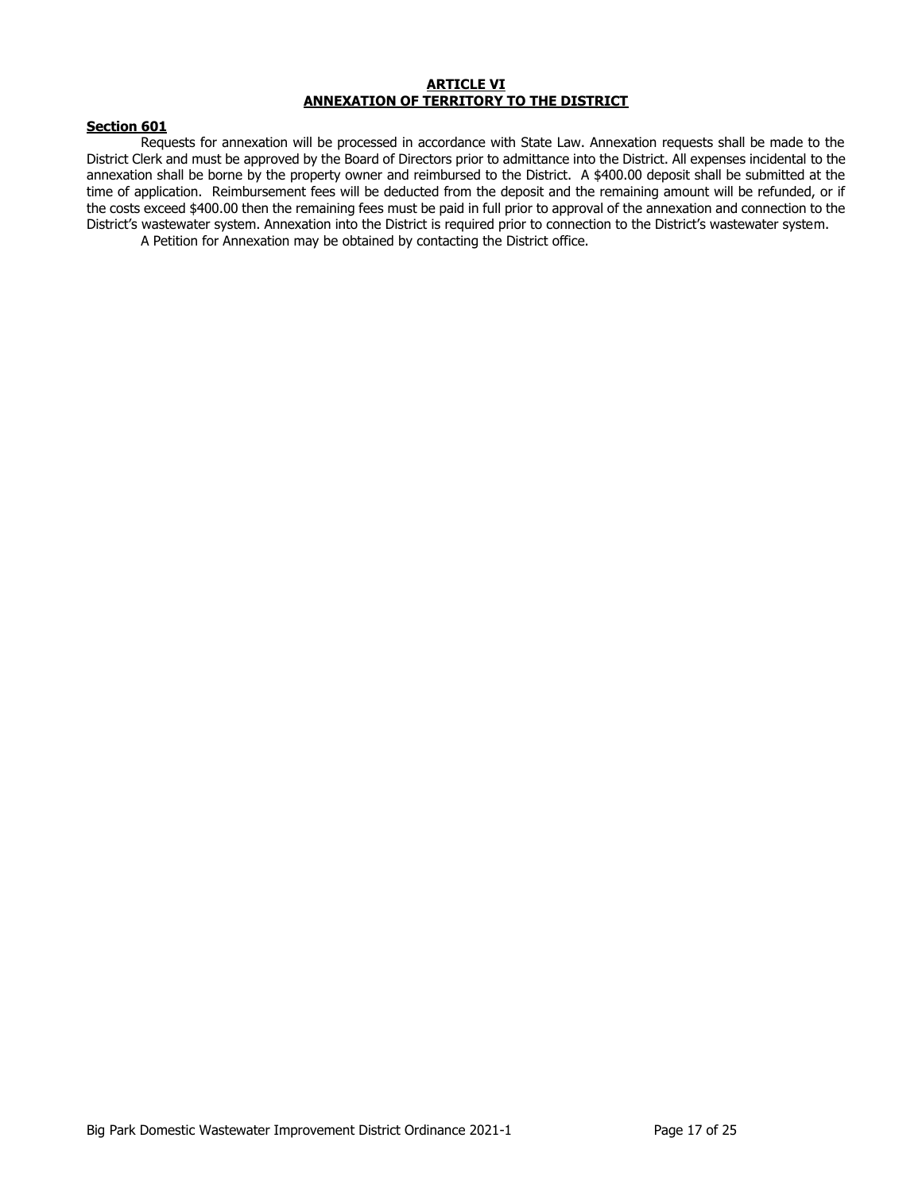## ARTICLE VI
## ANNEXATION OF TERRITORY TO THE DISTRICT

### Section 601

Requests for annexation will be processed in accordance with State Law. Annexation requests shall be made to the District Clerk and must be approved by the Board of Directors prior to admittance into the District. All expenses incidental to the annexation shall be borne by the property owner and reimbursed to the District. A $400.00 deposit shall be submitted at the time of application. Reimbursement fees will be deducted from the deposit and the remaining amount will be refunded, or if the costs exceed $400.00 then the remaining fees must be paid in full prior to approval of the annexation and connection to the District's wastewater system. Annexation into the District is required prior to connection to the District's wastewater system.

A Petition for Annexation may be obtained by contacting the District office.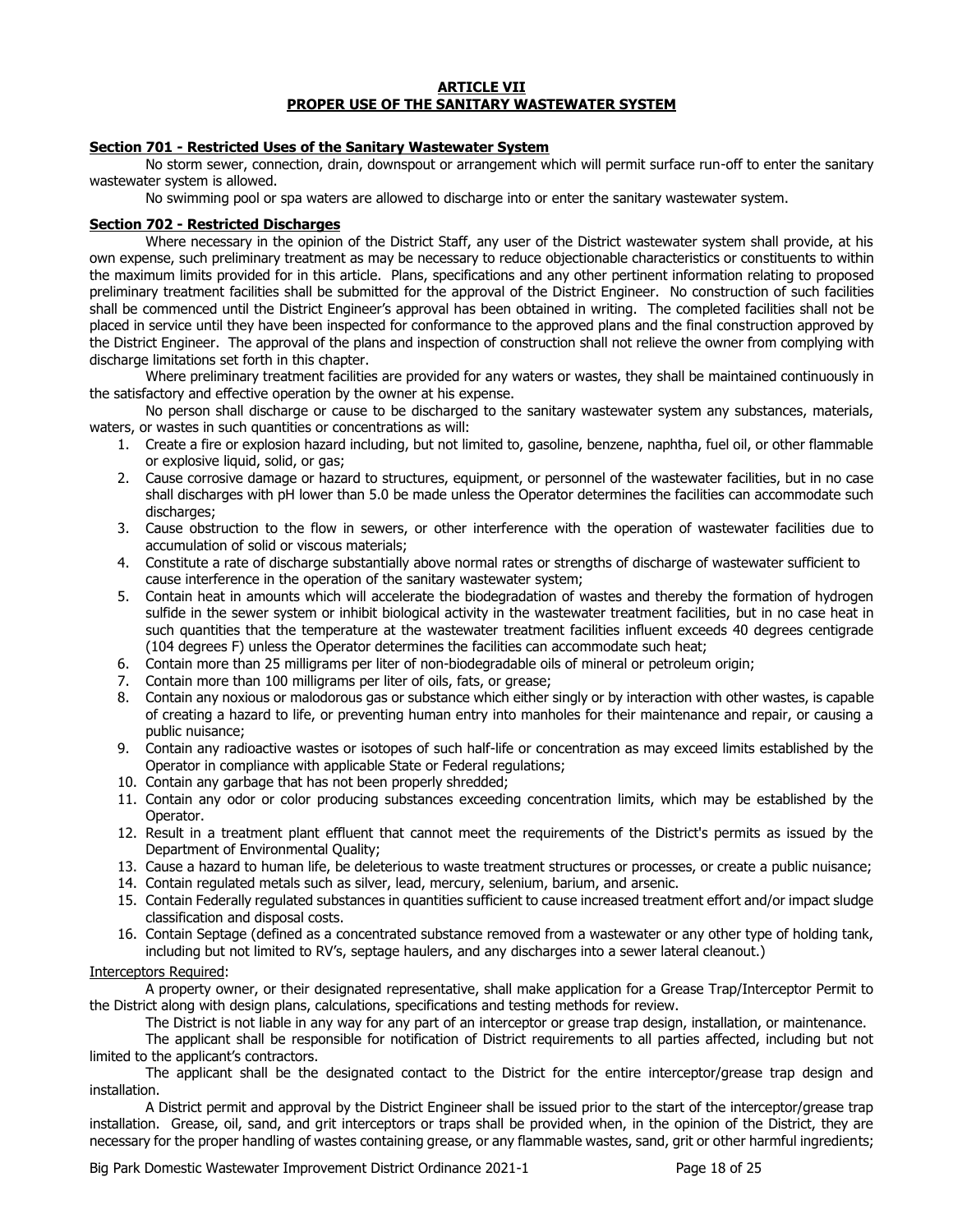# ARTICLE VII
# PROPER USE OF THE SANITARY WASTEWATER SYSTEM

**Section 701 - Restricted Uses of the Sanitary Wastewater System**

No storm sewer, connection, drain, downspout or arrangement which will permit surface run-off to enter the sanitary wastewater system is allowed.

No swimming pool or spa waters are allowed to discharge into or enter the sanitary wastewater system.

**Section 702 - Restricted Discharges**

Where necessary in the opinion of the District Staff, any user of the District wastewater system shall provide, at his own expense, such preliminary treatment as may be necessary to reduce objectionable characteristics or constituents to within the maximum limits provided for in this article. Plans, specifications and any other pertinent information relating to proposed preliminary treatment facilities shall be submitted for the approval of the District Engineer. No construction of such facilities shall be commenced until the District Engineer's approval has been obtained in writing. The completed facilities shall not be placed in service until they have been inspected for conformance to the approved plans and the final construction approved by the District Engineer. The approval of the plans and inspection of construction shall not relieve the owner from complying with discharge limitations set forth in this chapter.

Where preliminary treatment facilities are provided for any waters or wastes, they shall be maintained continuously in the satisfactory and effective operation by the owner at his expense.

No person shall discharge or cause to be discharged to the sanitary wastewater system any substances, materials, waters, or wastes in such quantities or concentrations as will:

1. Create a fire or explosion hazard including, but not limited to, gasoline, benzene, naphtha, fuel oil, or other flammable or explosive liquid, solid, or gas;
2. Cause corrosive damage or hazard to structures, equipment, or personnel of the wastewater facilities, but in no case shall discharges with pH lower than 5.0 be made unless the Operator determines the facilities can accommodate such discharges;
3. Cause obstruction to the flow in sewers, or other interference with the operation of wastewater facilities due to accumulation of solid or viscous materials;
4. Constitute a rate of discharge substantially above normal rates or strengths of discharge of wastewater sufficient to cause interference in the operation of the sanitary wastewater system;
5. Contain heat in amounts which will accelerate the biodegradation of wastes and thereby the formation of hydrogen sulfide in the sewer system or inhibit biological activity in the wastewater treatment facilities, but in no case heat in such quantities that the temperature at the wastewater treatment facilities influent exceeds 40 degrees centigrade (104 degrees F) unless the Operator determines the facilities can accommodate such heat;
6. Contain more than 25 milligrams per liter of non-biodegradable oils of mineral or petroleum origin;
7. Contain more than 100 milligrams per liter of oils, fats, or grease;
8. Contain any noxious or malodorous gas or substance which either singly or by interaction with other wastes, is capable of creating a hazard to life, or preventing human entry into manholes for their maintenance and repair, or causing a public nuisance;
9. Contain any radioactive wastes or isotopes of such half-life or concentration as may exceed limits established by the Operator in compliance with applicable State or Federal regulations;
10. Contain any garbage that has not been properly shredded;
11. Contain any odor or color producing substances exceeding concentration limits, which may be established by the Operator.
12. Result in a treatment plant effluent that cannot meet the requirements of the District's permits as issued by the Department of Environmental Quality;
13. Cause a hazard to human life, be deleterious to waste treatment structures or processes, or create a public nuisance;
14. Contain regulated metals such as silver, lead, mercury, selenium, barium, and arsenic.
15. Contain Federally regulated substances in quantities sufficient to cause increased treatment effort and/or impact sludge classification and disposal costs.
16. Contain Septage (defined as a concentrated substance removed from a wastewater or any other type of holding tank, including but not limited to RV's, septage haulers, and any discharges into a sewer lateral cleanout.)

Interceptors Required:

A property owner, or their designated representative, shall make application for a Grease Trap/Interceptor Permit to the District along with design plans, calculations, specifications and testing methods for review.

The District is not liable in any way for any part of an interceptor or grease trap design, installation, or maintenance.

The applicant shall be responsible for notification of District requirements to all parties affected, including but not limited to the applicant's contractors.

The applicant shall be the designated contact to the District for the entire interceptor/grease trap design and installation.

A District permit and approval by the District Engineer shall be issued prior to the start of the interceptor/grease trap installation. Grease, oil, sand, and grit interceptors or traps shall be provided when, in the opinion of the District, they are necessary for the proper handling of wastes containing grease, or any flammable wastes, sand, grit or other harmful ingredients;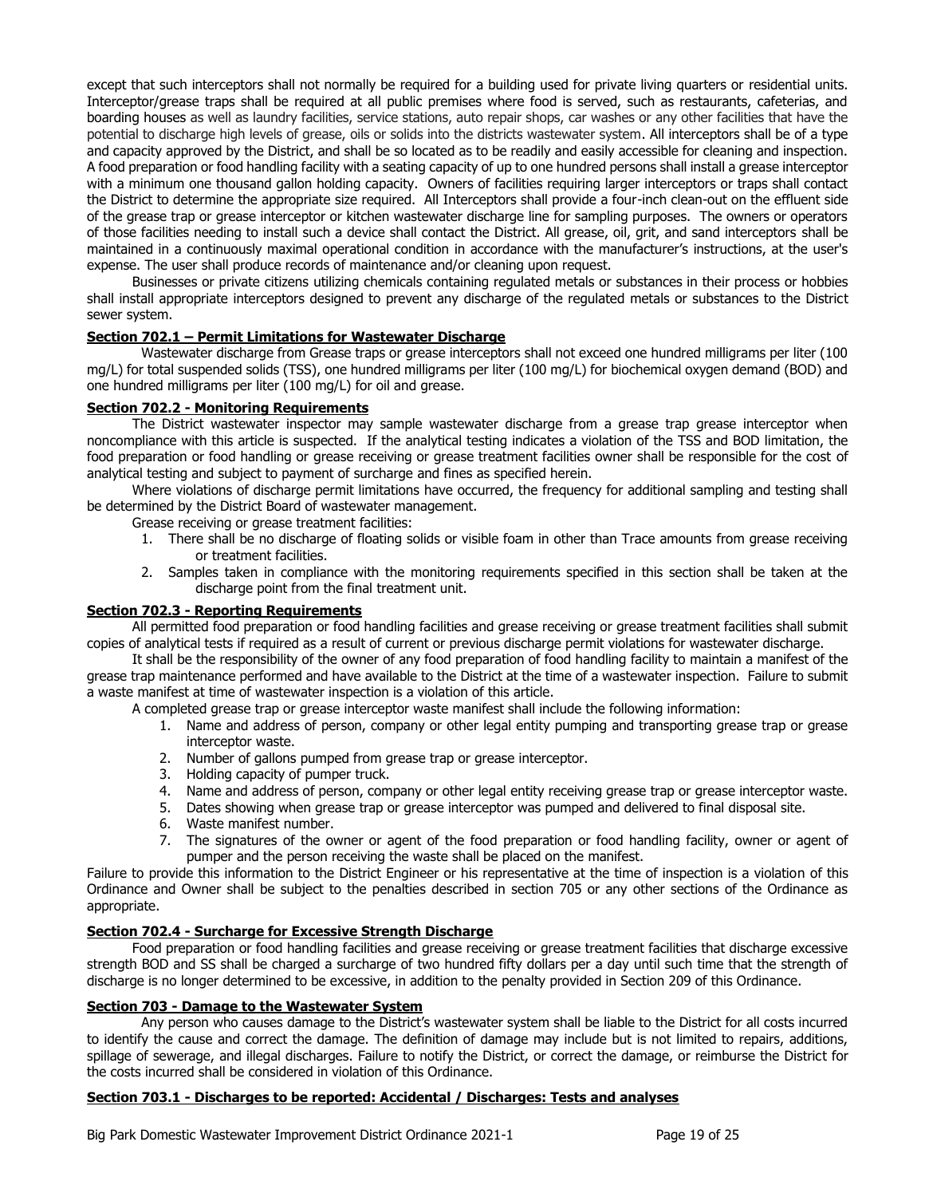except that such interceptors shall not normally be required for a building used for private living quarters or residential units. Interceptor/grease traps shall be required at all public premises where food is served, such as restaurants, cafeterias, and boarding houses as well as laundry facilities, service stations, auto repair shops, car washes or any other facilities that have the potential to discharge high levels of grease, oils or solids into the districts wastewater system. All interceptors shall be of a type and capacity approved by the District, and shall be so located as to be readily and easily accessible for cleaning and inspection. A food preparation or food handling facility with a seating capacity of up to one hundred persons shall install a grease interceptor with a minimum one thousand gallon holding capacity. Owners of facilities requiring larger interceptors or traps shall contact the District to determine the appropriate size required. All Interceptors shall provide a four-inch clean-out on the effluent side of the grease trap or grease interceptor or kitchen wastewater discharge line for sampling purposes. The owners or operators of those facilities needing to install such a device shall contact the District. All grease, oil, grit, and sand interceptors shall be maintained in a continuously maximal operational condition in accordance with the manufacturer's instructions, at the user's expense. The user shall produce records of maintenance and/or cleaning upon request.

Businesses or private citizens utilizing chemicals containing regulated metals or substances in their process or hobbies shall install appropriate interceptors designed to prevent any discharge of the regulated metals or substances to the District sewer system.

**Section 702.1 – Permit Limitations for Wastewater Discharge**

Wastewater discharge from Grease traps or grease interceptors shall not exceed one hundred milligrams per liter (100 mg/L) for total suspended solids (TSS), one hundred milligrams per liter (100 mg/L) for biochemical oxygen demand (BOD) and one hundred milligrams per liter (100 mg/L) for oil and grease.

**Section 702.2 - Monitoring Requirements**

The District wastewater inspector may sample wastewater discharge from a grease trap grease interceptor when noncompliance with this article is suspected. If the analytical testing indicates a violation of the TSS and BOD limitation, the food preparation or food handling or grease receiving or grease treatment facilities owner shall be responsible for the cost of analytical testing and subject to payment of surcharge and fines as specified herein.

Where violations of discharge permit limitations have occurred, the frequency for additional sampling and testing shall be determined by the District Board of wastewater management.

Grease receiving or grease treatment facilities:

1. There shall be no discharge of floating solids or visible foam in other than Trace amounts from grease receiving or treatment facilities.
2. Samples taken in compliance with the monitoring requirements specified in this section shall be taken at the discharge point from the final treatment unit.

**Section 702.3 - Reporting Requirements**

All permitted food preparation or food handling facilities and grease receiving or grease treatment facilities shall submit copies of analytical tests if required as a result of current or previous discharge permit violations for wastewater discharge.

It shall be the responsibility of the owner of any food preparation of food handling facility to maintain a manifest of the grease trap maintenance performed and have available to the District at the time of a wastewater inspection. Failure to submit a waste manifest at time of wastewater inspection is a violation of this article.

A completed grease trap or grease interceptor waste manifest shall include the following information:

1. Name and address of person, company or other legal entity pumping and transporting grease trap or grease interceptor waste.
2. Number of gallons pumped from grease trap or grease interceptor.
3. Holding capacity of pumper truck.
4. Name and address of person, company or other legal entity receiving grease trap or grease interceptor waste.
5. Dates showing when grease trap or grease interceptor was pumped and delivered to final disposal site.
6. Waste manifest number.
7. The signatures of the owner or agent of the food preparation or food handling facility, owner or agent of pumper and the person receiving the waste shall be placed on the manifest.

Failure to provide this information to the District Engineer or his representative at the time of inspection is a violation of this Ordinance and Owner shall be subject to the penalties described in section 705 or any other sections of the Ordinance as appropriate.

**Section 702.4 - Surcharge for Excessive Strength Discharge**

Food preparation or food handling facilities and grease receiving or grease treatment facilities that discharge excessive strength BOD and SS shall be charged a surcharge of two hundred fifty dollars per a day until such time that the strength of discharge is no longer determined to be excessive, in addition to the penalty provided in Section 209 of this Ordinance.

**Section 703 - Damage to the Wastewater System**

Any person who causes damage to the District's wastewater system shall be liable to the District for all costs incurred to identify the cause and correct the damage. The definition of damage may include but is not limited to repairs, additions, spillage of sewerage, and illegal discharges. Failure to notify the District, or correct the damage, or reimburse the District for the costs incurred shall be considered in violation of this Ordinance.

**Section 703.1 - Discharges to be reported: Accidental / Discharges: Tests and analyses**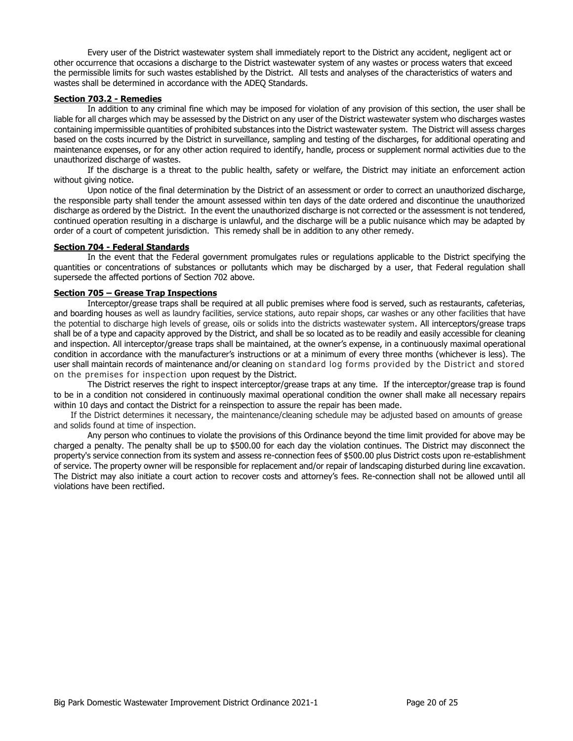Every user of the District wastewater system shall immediately report to the District any accident, negligent act or other occurrence that occasions a discharge to the District wastewater system of any wastes or process waters that exceed the permissible limits for such wastes established by the District. All tests and analyses of the characteristics of waters and wastes shall be determined in accordance with the ADEQ Standards.

**Section 703.2 - Remedies**

In addition to any criminal fine which may be imposed for violation of any provision of this section, the user shall be liable for all charges which may be assessed by the District on any user of the District wastewater system who discharges wastes containing impermissible quantities of prohibited substances into the District wastewater system. The District will assess charges based on the costs incurred by the District in surveillance, sampling and testing of the discharges, for additional operating and maintenance expenses, or for any other action required to identify, handle, process or supplement normal activities due to the unauthorized discharge of wastes.

If the discharge is a threat to the public health, safety or welfare, the District may initiate an enforcement action without giving notice.

Upon notice of the final determination by the District of an assessment or order to correct an unauthorized discharge, the responsible party shall tender the amount assessed within ten days of the date ordered and discontinue the unauthorized discharge as ordered by the District. In the event the unauthorized discharge is not corrected or the assessment is not tendered, continued operation resulting in a discharge is unlawful, and the discharge will be a public nuisance which may be adapted by order of a court of competent jurisdiction. This remedy shall be in addition to any other remedy.

**Section 704 - Federal Standards**

In the event that the Federal government promulgates rules or regulations applicable to the District specifying the quantities or concentrations of substances or pollutants which may be discharged by a user, that Federal regulation shall supersede the affected portions of Section 702 above.

**Section 705 – Grease Trap Inspections**

Interceptor/grease traps shall be required at all public premises where food is served, such as restaurants, cafeterias, and boarding houses as well as laundry facilities, service stations, auto repair shops, car washes or any other facilities that have the potential to discharge high levels of grease, oils or solids into the districts wastewater system. All interceptors/grease traps shall be of a type and capacity approved by the District, and shall be so located as to be readily and easily accessible for cleaning and inspection. All interceptor/grease traps shall be maintained, at the owner's expense, in a continuously maximal operational condition in accordance with the manufacturer's instructions or at a minimum of every three months (whichever is less). The user shall maintain records of maintenance and/or cleaning on standard log forms provided by the District and stored on the premises for inspection upon request by the District.

The District reserves the right to inspect interceptor/grease traps at any time. If the interceptor/grease trap is found to be in a condition not considered in continuously maximal operational condition the owner shall make all necessary repairs within 10 days and contact the District for a reinspection to assure the repair has been made.

If the District determines it necessary, the maintenance/cleaning schedule may be adjusted based on amounts of grease and solids found at time of inspection.

Any person who continues to violate the provisions of this Ordinance beyond the time limit provided for above may be charged a penalty. The penalty shall be up to $500.00 for each day the violation continues. The District may disconnect the property's service connection from its system and assess re-connection fees of $500.00 plus District costs upon re-establishment of service. The property owner will be responsible for replacement and/or repair of landscaping disturbed during line excavation. The District may also initiate a court action to recover costs and attorney's fees. Re-connection shall not be allowed until all violations have been rectified.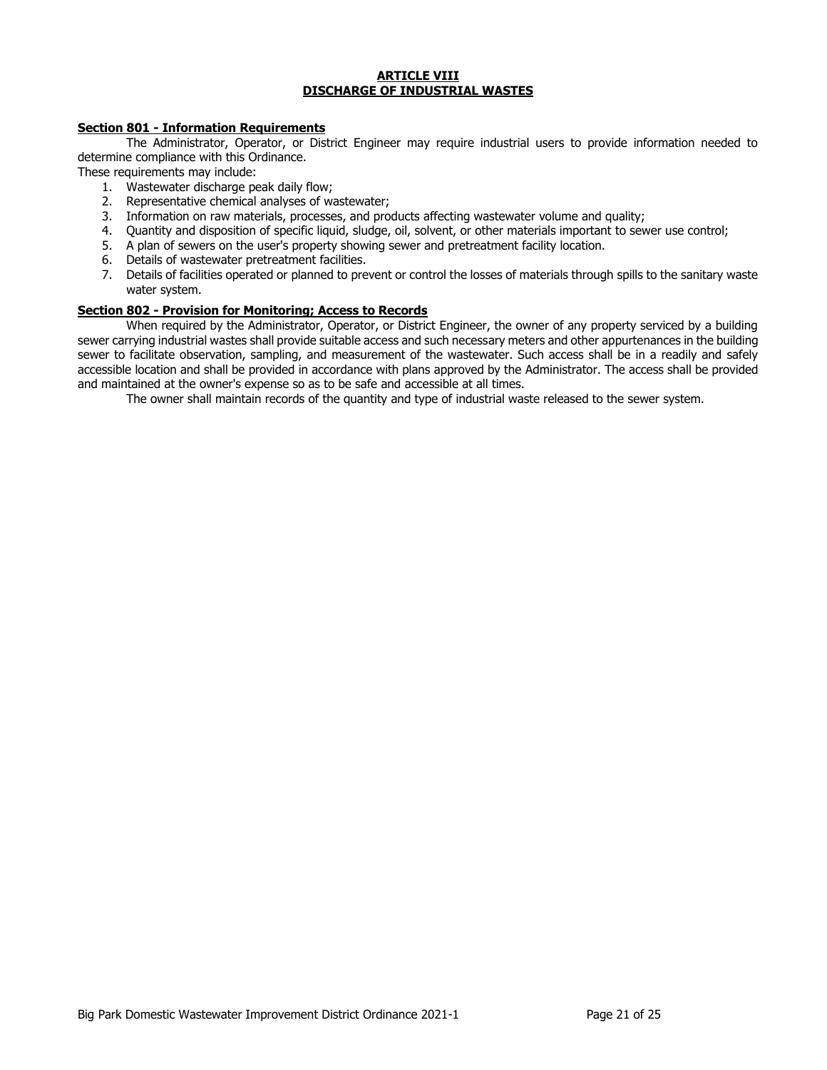# ARTICLE VIII
# DISCHARGE OF INDUSTRIAL WASTES

## Section 801 - Information Requirements

The Administrator, Operator, or District Engineer may require industrial users to provide information needed to determine compliance with this Ordinance.

These requirements may include:

1. Wastewater discharge peak daily flow;
2. Representative chemical analyses of wastewater;
3. Information on raw materials, processes, and products affecting wastewater volume and quality;
4. Quantity and disposition of specific liquid, sludge, oil, solvent, or other materials important to sewer use control;
5. A plan of sewers on the user's property showing sewer and pretreatment facility location.
6. Details of wastewater pretreatment facilities.
7. Details of facilities operated or planned to prevent or control the losses of materials through spills to the sanitary waste water system.

## Section 802 - Provision for Monitoring; Access to Records

When required by the Administrator, Operator, or District Engineer, the owner of any property serviced by a building sewer carrying industrial wastes shall provide suitable access and such necessary meters and other appurtenances in the building sewer to facilitate observation, sampling, and measurement of the wastewater. Such access shall be in a readily and safely accessible location and shall be provided in accordance with plans approved by the Administrator. The access shall be provided and maintained at the owner's expense so as to be safe and accessible at all times.

The owner shall maintain records of the quantity and type of industrial waste released to the sewer system.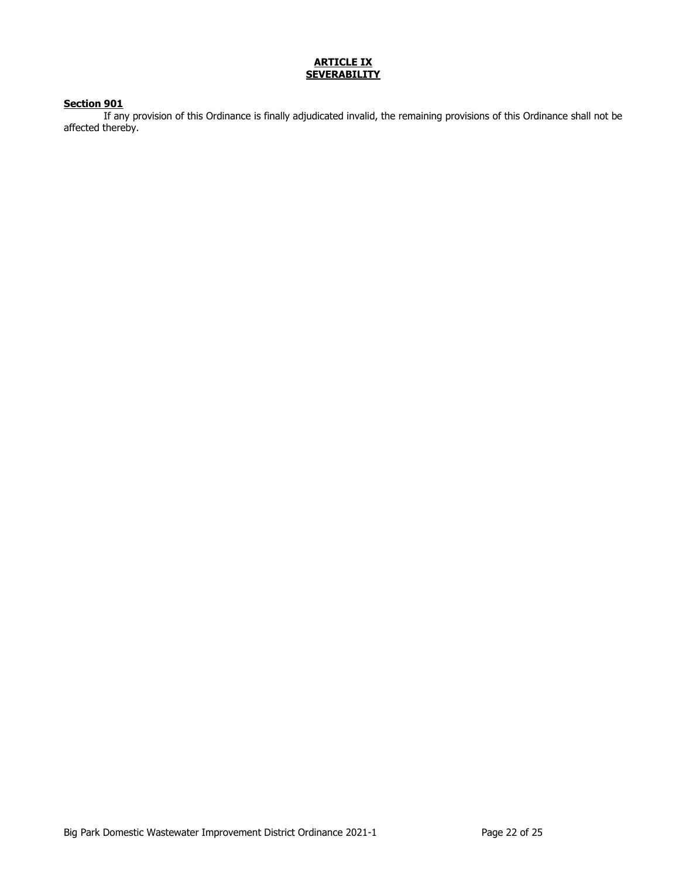## ARTICLE IX
## SEVERABILITY

**Section 901**

If any provision of this Ordinance is finally adjudicated invalid, the remaining provisions of this Ordinance shall not be affected thereby.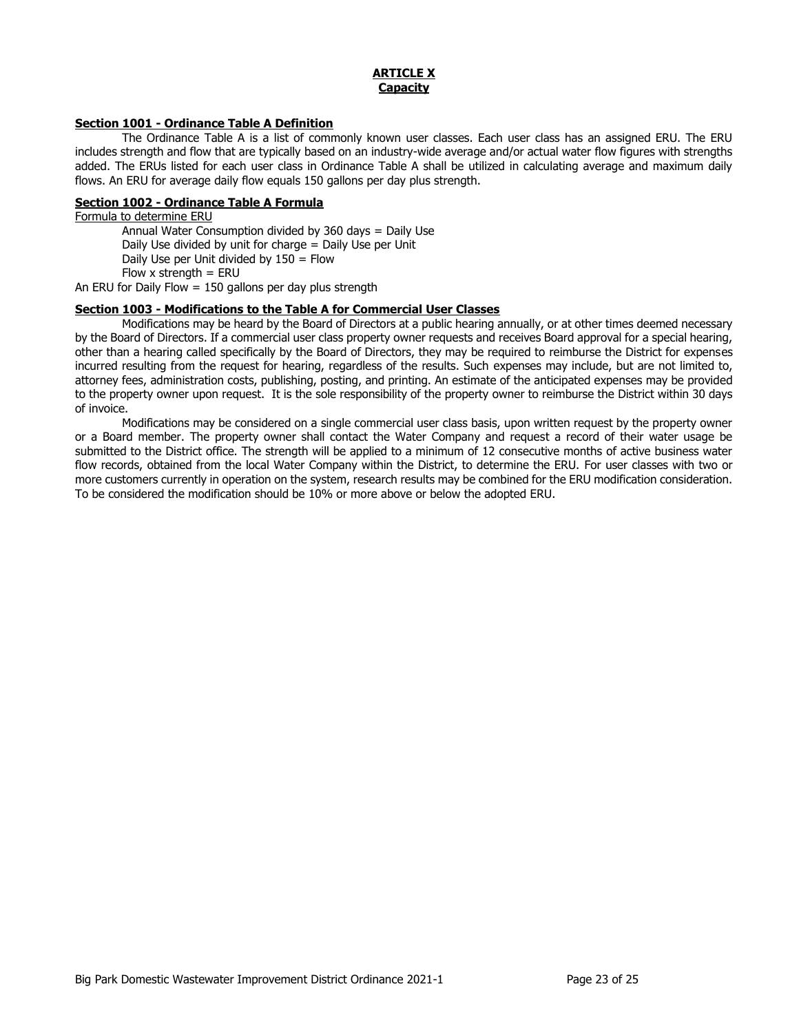# ARTICLE X
## Capacity

### Section 1001 - Ordinance Table A Definition

The Ordinance Table A is a list of commonly known user classes. Each user class has an assigned ERU. The ERU includes strength and flow that are typically based on an industry-wide average and/or actual water flow figures with strengths added. The ERUs listed for each user class in Ordinance Table A shall be utilized in calculating average and maximum daily flows. An ERU for average daily flow equals 150 gallons per day plus strength.

### Section 1002 - Ordinance Table A Formula

Formula to determine ERU

Annual Water Consumption divided by 360 days = Daily Use
Daily Use divided by unit for charge = Daily Use per Unit
Daily Use per Unit divided by 150 = Flow
Flow x strength = ERU

An ERU for Daily Flow = 150 gallons per day plus strength

### Section 1003 - Modifications to the Table A for Commercial User Classes

Modifications may be heard by the Board of Directors at a public hearing annually, or at other times deemed necessary by the Board of Directors. If a commercial user class property owner requests and receives Board approval for a special hearing, other than a hearing called specifically by the Board of Directors, they may be required to reimburse the District for expenses incurred resulting from the request for hearing, regardless of the results. Such expenses may include, but are not limited to, attorney fees, administration costs, publishing, posting, and printing. An estimate of the anticipated expenses may be provided to the property owner upon request. It is the sole responsibility of the property owner to reimburse the District within 30 days of invoice.

Modifications may be considered on a single commercial user class basis, upon written request by the property owner or a Board member. The property owner shall contact the Water Company and request a record of their water usage be submitted to the District office. The strength will be applied to a minimum of 12 consecutive months of active business water flow records, obtained from the local Water Company within the District, to determine the ERU. For user classes with two or more customers currently in operation on the system, research results may be combined for the ERU modification consideration. To be considered the modification should be 10% or more above or below the adopted ERU.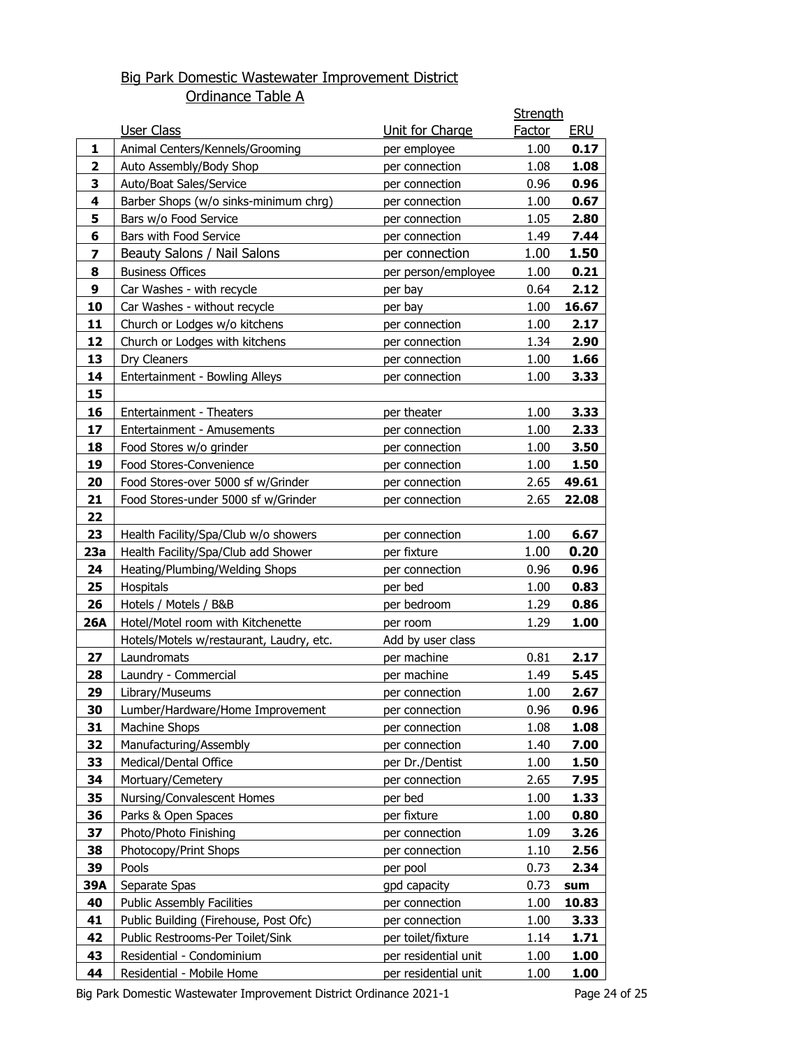## Big Park Domestic Wastewater Improvement District

### Ordinance Table A

| | User Class | Unit for Charge | Strength Factor | ERU |
|---|---|---|---|---|
| **1** | Animal Centers/Kennels/Grooming | per employee | 1.00 | **0.17** |
| **2** | Auto Assembly/Body Shop | per connection | 1.08 | **1.08** |
| **3** | Auto/Boat Sales/Service | per connection | 0.96 | **0.96** |
| **4** | Barber Shops (w/o sinks-minimum chrg) | per connection | 1.00 | **0.67** |
| **5** | Bars w/o Food Service | per connection | 1.05 | **2.80** |
| **6** | Bars with Food Service | per connection | 1.49 | **7.44** |
| **7** | Beauty Salons / Nail Salons | per connection | 1.00 | **1.50** |
| **8** | Business Offices | per person/employee | 1.00 | **0.21** |
| **9** | Car Washes - with recycle | per bay | 0.64 | **2.12** |
| **10** | Car Washes - without recycle | per bay | 1.00 | **16.67** |
| **11** | Church or Lodges w/o kitchens | per connection | 1.00 | **2.17** |
| **12** | Church or Lodges with kitchens | per connection | 1.34 | **2.90** |
| **13** | Dry Cleaners | per connection | 1.00 | **1.66** |
| **14** | Entertainment - Bowling Alleys | per connection | 1.00 | **3.33** |
| **15** | | | | |
| **16** | Entertainment - Theaters | per theater | 1.00 | **3.33** |
| **17** | Entertainment - Amusements | per connection | 1.00 | **2.33** |
| **18** | Food Stores w/o grinder | per connection | 1.00 | **3.50** |
| **19** | Food Stores-Convenience | per connection | 1.00 | **1.50** |
| **20** | Food Stores-over 5000 sf w/Grinder | per connection | 2.65 | **49.61** |
| **21** | Food Stores-under 5000 sf w/Grinder | per connection | 2.65 | **22.08** |
| **22** | | | | |
| **23** | Health Facility/Spa/Club w/o showers | per connection | 1.00 | **6.67** |
| **23a** | Health Facility/Spa/Club add Shower | per fixture | 1.00 | **0.20** |
| **24** | Heating/Plumbing/Welding Shops | per connection | 0.96 | **0.96** |
| **25** | Hospitals | per bed | 1.00 | **0.83** |
| **26** | Hotels / Motels / B&B | per bedroom | 1.29 | **0.86** |
| **26A** | Hotel/Motel room with Kitchenette | per room | 1.29 | **1.00** |
| | Hotels/Motels w/restaurant, Laudry, etc. | Add by user class | | |
| **27** | Laundromats | per machine | 0.81 | **2.17** |
| **28** | Laundry - Commercial | per machine | 1.49 | **5.45** |
| **29** | Library/Museums | per connection | 1.00 | **2.67** |
| **30** | Lumber/Hardware/Home Improvement | per connection | 0.96 | **0.96** |
| **31** | Machine Shops | per connection | 1.08 | **1.08** |
| **32** | Manufacturing/Assembly | per connection | 1.40 | **7.00** |
| **33** | Medical/Dental Office | per Dr./Dentist | 1.00 | **1.50** |
| **34** | Mortuary/Cemetery | per connection | 2.65 | **7.95** |
| **35** | Nursing/Convalescent Homes | per bed | 1.00 | **1.33** |
| **36** | Parks & Open Spaces | per fixture | 1.00 | **0.80** |
| **37** | Photo/Photo Finishing | per connection | 1.09 | **3.26** |
| **38** | Photocopy/Print Shops | per connection | 1.10 | **2.56** |
| **39** | Pools | per pool | 0.73 | **2.34** |
| **39A** | Separate Spas | gpd capacity | 0.73 | **sum** |
| **40** | Public Assembly Facilities | per connection | 1.00 | **10.83** |
| **41** | Public Building (Firehouse, Post Ofc) | per connection | 1.00 | **3.33** |
| **42** | Public Restrooms-Per Toilet/Sink | per toilet/fixture | 1.14 | **1.71** |
| **43** | Residential - Condominium | per residential unit | 1.00 | **1.00** |
| **44** | Residential - Mobile Home | per residential unit | 1.00 | **1.00** |

Big Park Domestic Wastewater Improvement District Ordinance 2021-1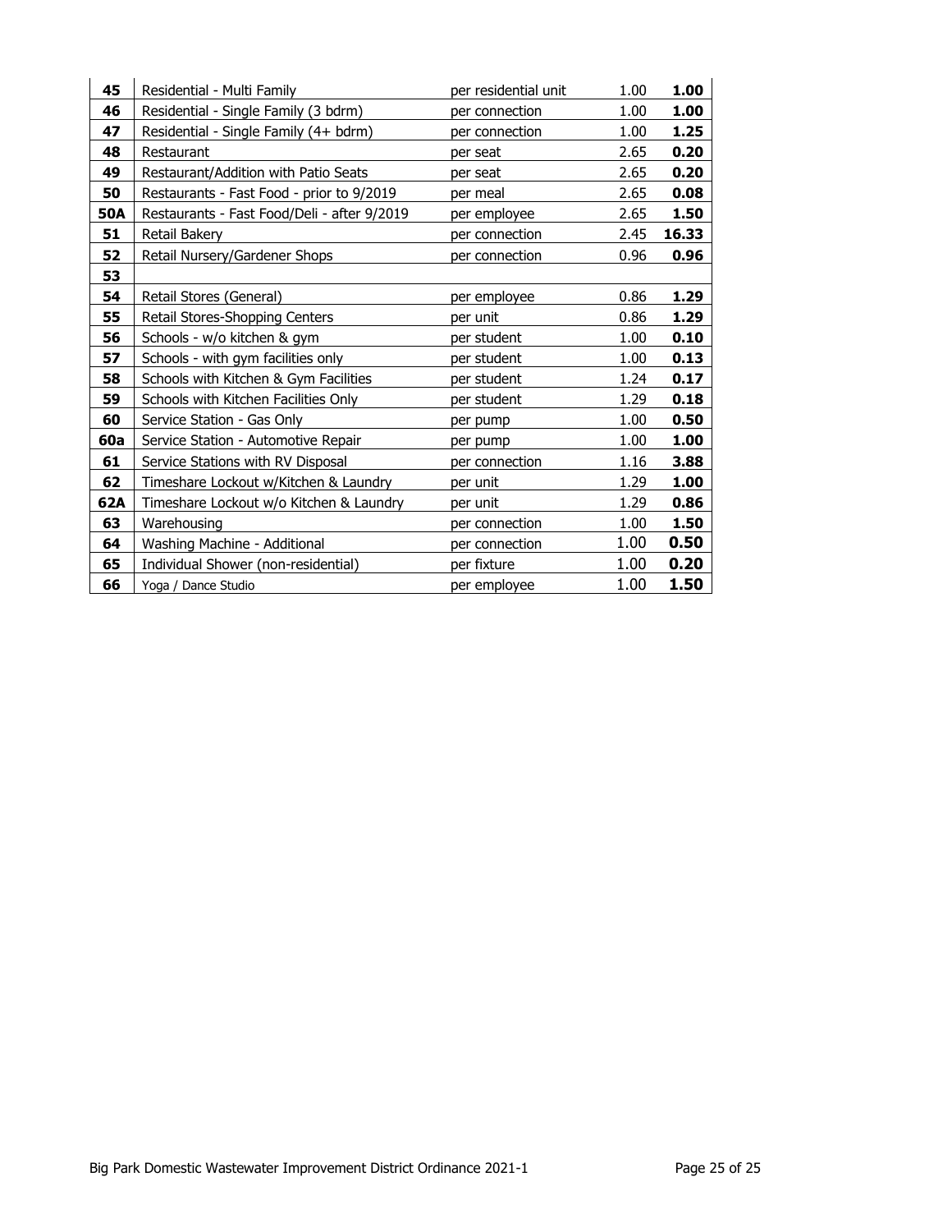| | | | | |
|---|---|---|---|---|
| **45** | Residential - Multi Family | per residential unit | 1.00 | **1.00** |
| **46** | Residential - Single Family (3 bdrm) | per connection | 1.00 | **1.00** |
| **47** | Residential - Single Family (4+ bdrm) | per connection | 1.00 | **1.25** |
| **48** | Restaurant | per seat | 2.65 | **0.20** |
| **49** | Restaurant/Addition with Patio Seats | per seat | 2.65 | **0.20** |
| **50** | Restaurants - Fast Food - prior to 9/2019 | per meal | 2.65 | **0.08** |
| **50A** | Restaurants - Fast Food/Deli - after 9/2019 | per employee | 2.65 | **1.50** |
| **51** | Retail Bakery | per connection | 2.45 | **16.33** |
| **52** | Retail Nursery/Gardener Shops | per connection | 0.96 | **0.96** |
| **53** | | | | |
| **54** | Retail Stores (General) | per employee | 0.86 | **1.29** |
| **55** | Retail Stores-Shopping Centers | per unit | 0.86 | **1.29** |
| **56** | Schools - w/o kitchen & gym | per student | 1.00 | **0.10** |
| **57** | Schools - with gym facilities only | per student | 1.00 | **0.13** |
| **58** | Schools with Kitchen & Gym Facilities | per student | 1.24 | **0.17** |
| **59** | Schools with Kitchen Facilities Only | per student | 1.29 | **0.18** |
| **60** | Service Station - Gas Only | per pump | 1.00 | **0.50** |
| **60a** | Service Station - Automotive Repair | per pump | 1.00 | **1.00** |
| **61** | Service Stations with RV Disposal | per connection | 1.16 | **3.88** |
| **62** | Timeshare Lockout w/Kitchen & Laundry | per unit | 1.29 | **1.00** |
| **62A** | Timeshare Lockout w/o Kitchen & Laundry | per unit | 1.29 | **0.86** |
| **63** | Warehousing | per connection | 1.00 | **1.50** |
| **64** | Washing Machine - Additional | per connection | 1.00 | **0.50** |
| **65** | Individual Shower (non-residential) | per fixture | 1.00 | **0.20** |
| **66** | Yoga / Dance Studio | per employee | 1.00 | **1.50** |

Big Park Domestic Wastewater Improvement District Ordinance 2021-1